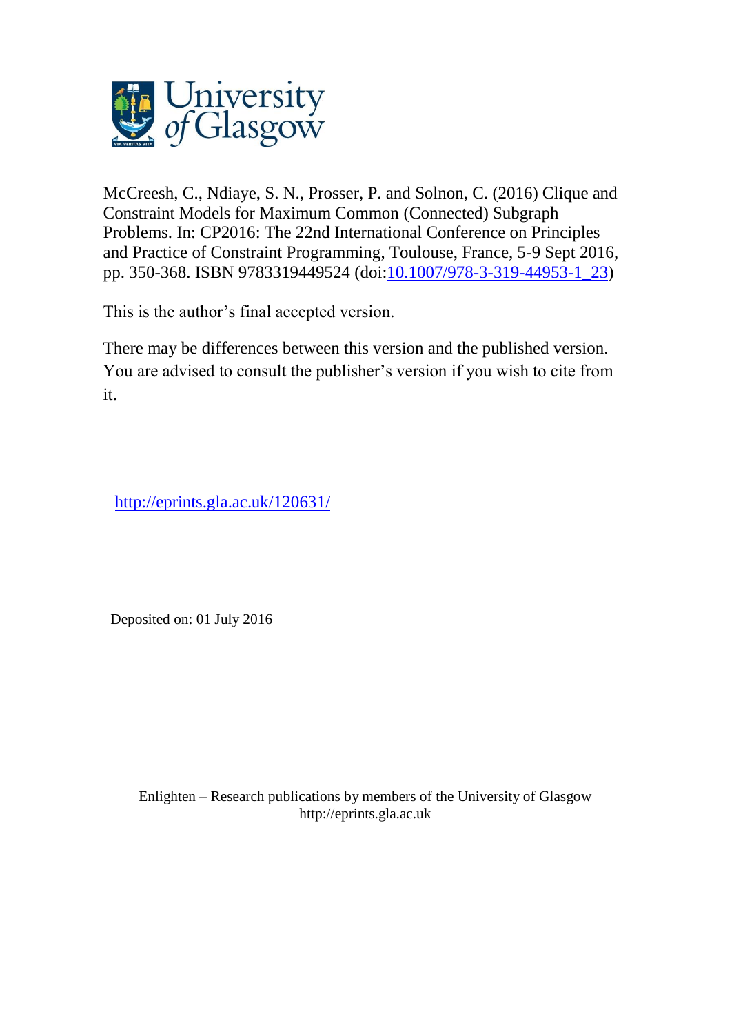McCreesh, C., Ndiaye, S. N., Prosser, P. and Solnon, C. (2016) Clique and Constraint Models for Maximum Common (Connected) Subgraph Problems. In: CP2016: The 22nd International Conference on Principles and Practice of Constraint Programming, Toulouse, France, 5-9 Sept 2016, pp. 350-368. ISBN 9783319449524 (doi:10.1007/978-3-319-44953-1_23)

This is the author's final accepted version.

There may be differences between this version and the published version. You are advised to consult the publisher's version if you wish to cite from it.

http://eprints.gla.ac.uk/120631/

Deposited on: 01 July 2016

Enlighten – Research publications by members of the University of Glasgow
http://eprints.gla.ac.uk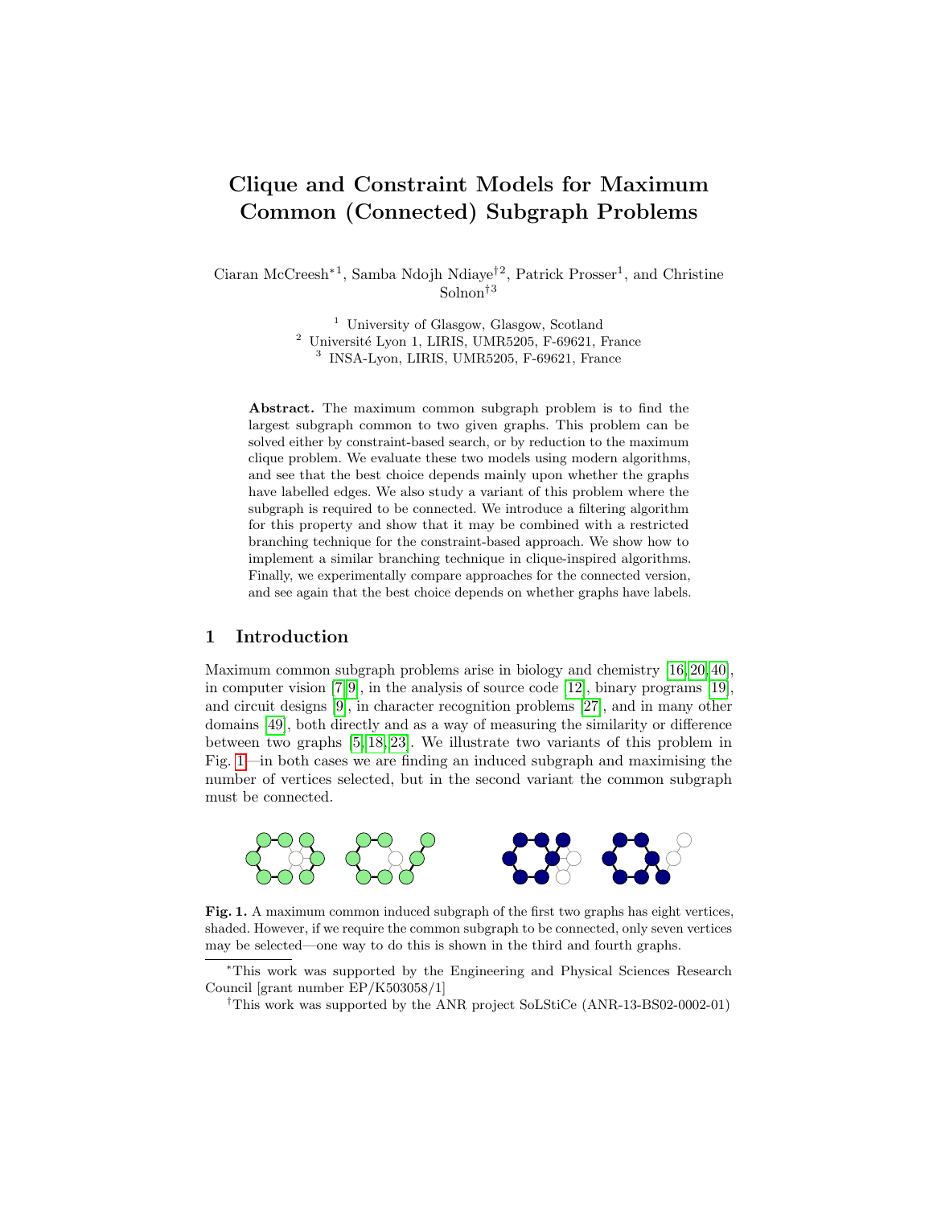# Clique and Constraint Models for Maximum Common (Connected) Subgraph Problems

Ciaran McCreesh*[1], Samba Ndojh Ndiaye†[2], Patrick Prosser[1], and Christine Solnon†[3]

[1] University of Glasgow, Glasgow, Scotland
[2] Université Lyon 1, LIRIS, UMR5205, F-69621, France
[3] INSA-Lyon, LIRIS, UMR5205, F-69621, France

**Abstract.** The maximum common subgraph problem is to find the largest subgraph common to two given graphs. This problem can be solved either by constraint-based search, or by reduction to the maximum clique problem. We evaluate these two models using modern algorithms, and see that the best choice depends mainly upon whether the graphs have labelled edges. We also study a variant of this problem where the subgraph is required to be connected. We introduce a filtering algorithm for this property and show that it may be combined with a restricted branching technique for the constraint-based approach. We show how to implement a similar branching technique in clique-inspired algorithms. Finally, we experimentally compare approaches for the connected version, and see again that the best choice depends on whether graphs have labels.

## 1 Introduction

Maximum common subgraph problems arise in biology and chemistry [16,20,40], in computer vision [7,9], in the analysis of source code [12], binary programs [19], and circuit designs [9], in character recognition problems [27], and in many other domains [49], both directly and as a way of measuring the similarity or difference between two graphs [5,18,23]. We illustrate two variants of this problem in Fig. 1—in both cases we are finding an induced subgraph and maximising the number of vertices selected, but in the second variant the common subgraph must be connected.

**Fig. 1.** A maximum common induced subgraph of the first two graphs has eight vertices, shaded. However, if we require the common subgraph to be connected, only seven vertices may be selected—one way to do this is shown in the third and fourth graphs.

*This work was supported by the Engineering and Physical Sciences Research Council [grant number EP/K503058/1]

†This work was supported by the ANR project SoLStiCe (ANR-13-BS02-0002-01)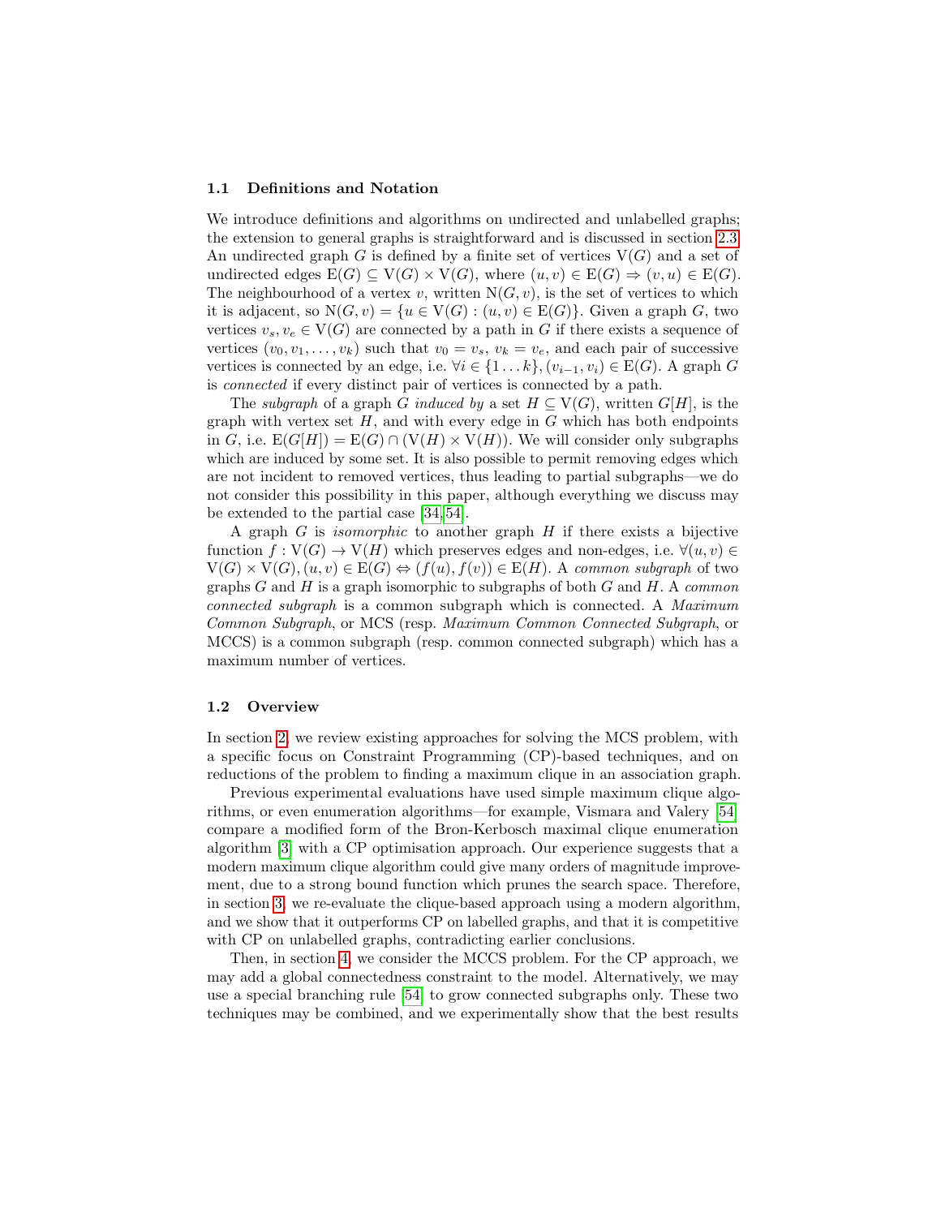### 1.1 Definitions and Notation

We introduce definitions and algorithms on undirected and unlabelled graphs; the extension to general graphs is straightforward and is discussed in section 2.3. An undirected graph $G$ is defined by a finite set of vertices $\mathrm{V}(G)$ and a set of undirected edges $\mathrm{E}(G) \subseteq \mathrm{V}(G) \times \mathrm{V}(G)$, where $(u, v) \in \mathrm{E}(G) \Rightarrow (v, u) \in \mathrm{E}(G)$. The neighbourhood of a vertex $v$, written $\mathrm{N}(G, v)$, is the set of vertices to which it is adjacent, so $\mathrm{N}(G, v) = \{u \in \mathrm{V}(G) : (u, v) \in \mathrm{E}(G)\}$. Given a graph $G$, two vertices $v_s, v_e \in \mathrm{V}(G)$ are connected by a path in $G$ if there exists a sequence of vertices $(v_0, v_1, \ldots, v_k)$ such that $v_0 = v_s$, $v_k = v_e$, and each pair of successive vertices is connected by an edge, i.e. $\forall i \in \{1 \ldots k\}, (v_{i-1}, v_i) \in \mathrm{E}(G)$. A graph $G$ is *connected* if every distinct pair of vertices is connected by a path.

The *subgraph* of a graph $G$ *induced by* a set $H \subseteq \mathrm{V}(G)$, written $G[H]$, is the graph with vertex set $H$, and with every edge in $G$ which has both endpoints in $G$, i.e. $\mathrm{E}(G[H]) = \mathrm{E}(G) \cap (\mathrm{V}(H) \times \mathrm{V}(H))$. We will consider only subgraphs which are induced by some set. It is also possible to permit removing edges which are not incident to removed vertices, thus leading to partial subgraphs—we do not consider this possibility in this paper, although everything we discuss may be extended to the partial case [34,54].

A graph $G$ is *isomorphic* to another graph $H$ if there exists a bijective function $f : \mathrm{V}(G) \to \mathrm{V}(H)$ which preserves edges and non-edges, i.e. $\forall (u, v) \in \mathrm{V}(G) \times \mathrm{V}(G), (u, v) \in \mathrm{E}(G) \Leftrightarrow (f(u), f(v)) \in \mathrm{E}(H)$. A *common subgraph* of two graphs $G$ and $H$ is a graph isomorphic to subgraphs of both $G$ and $H$. A *common connected subgraph* is a common subgraph which is connected. A *Maximum Common Subgraph*, or MCS (resp. *Maximum Common Connected Subgraph*, or MCCS) is a common subgraph (resp. common connected subgraph) which has a maximum number of vertices.

### 1.2 Overview

In section 2, we review existing approaches for solving the MCS problem, with a specific focus on Constraint Programming (CP)-based techniques, and on reductions of the problem to finding a maximum clique in an association graph.

Previous experimental evaluations have used simple maximum clique algorithms, or even enumeration algorithms—for example, Vismara and Valery [54] compare a modified form of the Bron-Kerbosch maximal clique enumeration algorithm [3] with a CP optimisation approach. Our experience suggests that a modern maximum clique algorithm could give many orders of magnitude improvement, due to a strong bound function which prunes the search space. Therefore, in section 3, we re-evaluate the clique-based approach using a modern algorithm, and we show that it outperforms CP on labelled graphs, and that it is competitive with CP on unlabelled graphs, contradicting earlier conclusions.

Then, in section 4, we consider the MCCS problem. For the CP approach, we may add a global connectedness constraint to the model. Alternatively, we may use a special branching rule [54] to grow connected subgraphs only. These two techniques may be combined, and we experimentally show that the best results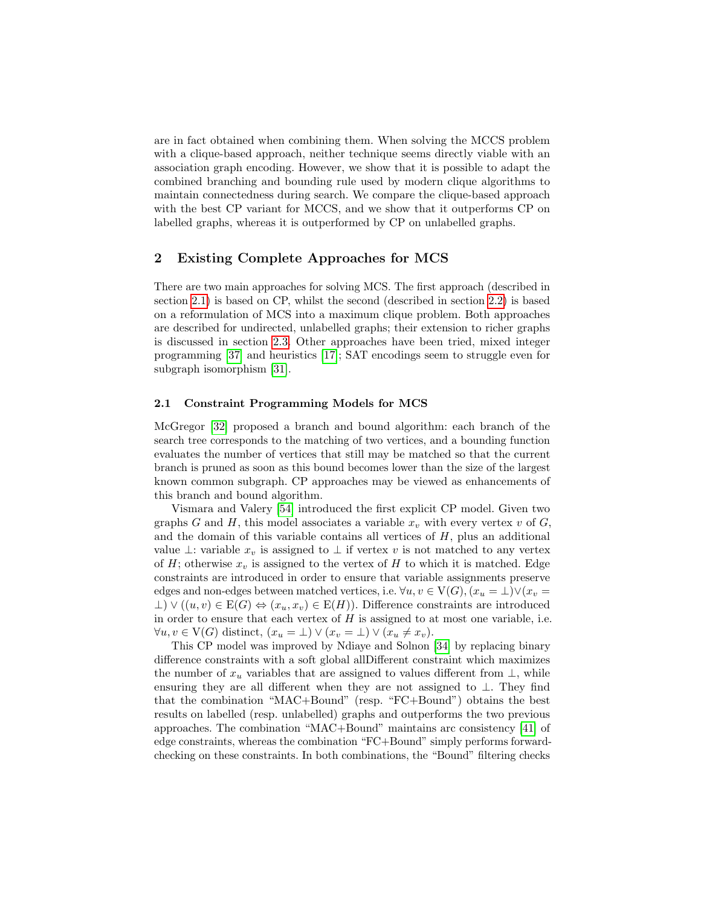are in fact obtained when combining them. When solving the MCCS problem with a clique-based approach, neither technique seems directly viable with an association graph encoding. However, we show that it is possible to adapt the combined branching and bounding rule used by modern clique algorithms to maintain connectedness during search. We compare the clique-based approach with the best CP variant for MCCS, and we show that it outperforms CP on labelled graphs, whereas it is outperformed by CP on unlabelled graphs.

## 2 Existing Complete Approaches for MCS

There are two main approaches for solving MCS. The first approach (described in section 2.1) is based on CP, whilst the second (described in section 2.2) is based on a reformulation of MCS into a maximum clique problem. Both approaches are described for undirected, unlabelled graphs; their extension to richer graphs is discussed in section 2.3. Other approaches have been tried, mixed integer programming [37] and heuristics [17]; SAT encodings seem to struggle even for subgraph isomorphism [31].

### 2.1 Constraint Programming Models for MCS

McGregor [32] proposed a branch and bound algorithm: each branch of the search tree corresponds to the matching of two vertices, and a bounding function evaluates the number of vertices that still may be matched so that the current branch is pruned as soon as this bound becomes lower than the size of the largest known common subgraph. CP approaches may be viewed as enhancements of this branch and bound algorithm.

Vismara and Valery [54] introduced the first explicit CP model. Given two graphs $G$ and $H$, this model associates a variable $x_v$ with every vertex $v$ of $G$, and the domain of this variable contains all vertices of $H$, plus an additional value $\bot$: variable $x_v$ is assigned to $\bot$ if vertex $v$ is not matched to any vertex of $H$; otherwise $x_v$ is assigned to the vertex of $H$ to which it is matched. Edge constraints are introduced in order to ensure that variable assignments preserve edges and non-edges between matched vertices, i.e. $\forall u, v \in \mathrm{V}(G), (x_u = \bot) \vee (x_v = \bot) \vee ((u, v) \in \mathrm{E}(G) \Leftrightarrow (x_u, x_v) \in \mathrm{E}(H))$. Difference constraints are introduced in order to ensure that each vertex of $H$ is assigned to at most one variable, i.e. $\forall u, v \in \mathrm{V}(G)$ distinct, $(x_u = \bot) \vee (x_v = \bot) \vee (x_u \neq x_v)$.

This CP model was improved by Ndiaye and Solnon [34] by replacing binary difference constraints with a soft global allDifferent constraint which maximizes the number of $x_u$ variables that are assigned to values different from $\bot$, while ensuring they are all different when they are not assigned to $\bot$. They find that the combination "MAC+Bound" (resp. "FC+Bound") obtains the best results on labelled (resp. unlabelled) graphs and outperforms the two previous approaches. The combination "MAC+Bound" maintains arc consistency [41] of edge constraints, whereas the combination "FC+Bound" simply performs forward-checking on these constraints. In both combinations, the "Bound" filtering checks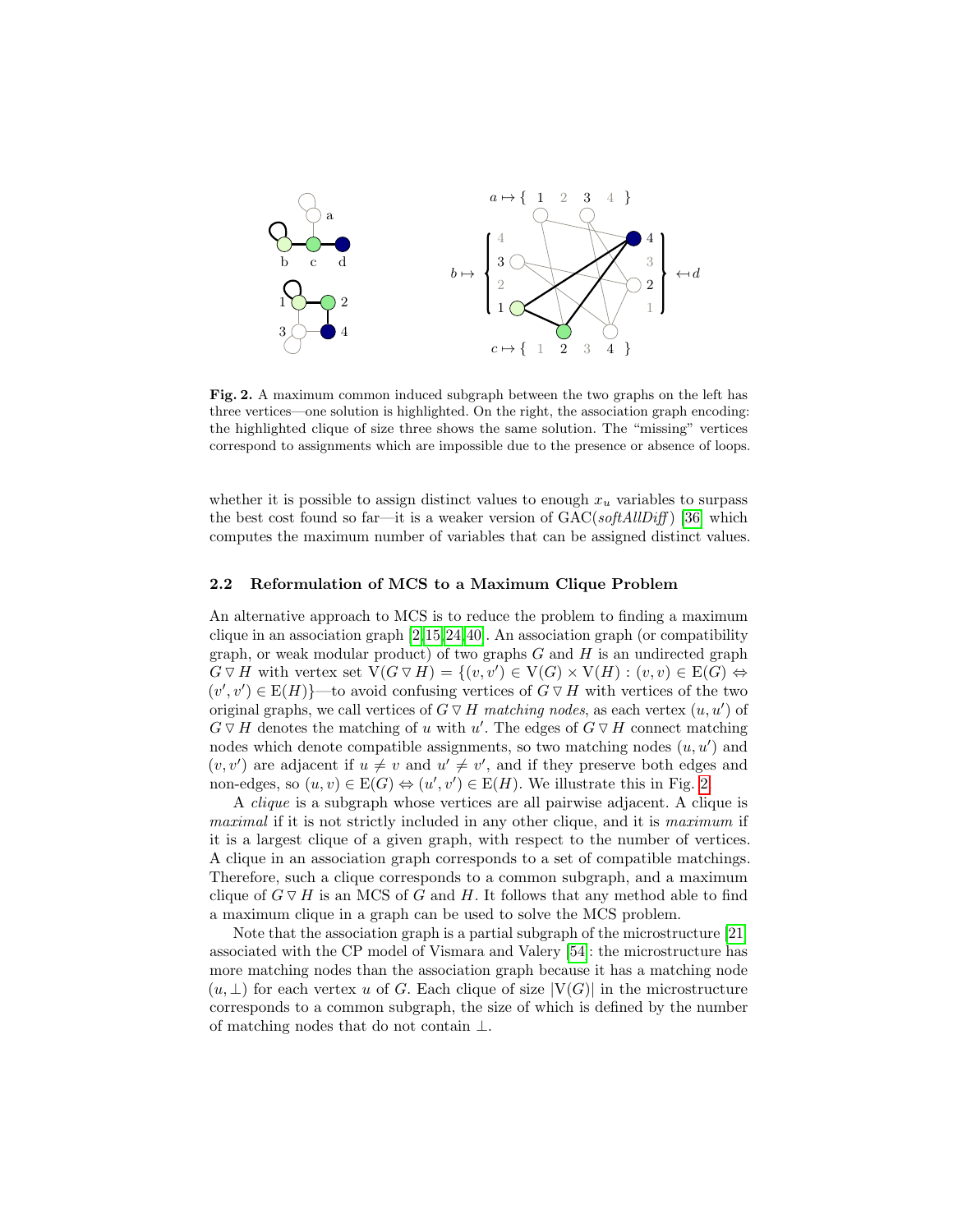**Fig. 2.** A maximum common induced subgraph between the two graphs on the left has three vertices—one solution is highlighted. On the right, the association graph encoding: the highlighted clique of size three shows the same solution. The "missing" vertices correspond to assignments which are impossible due to the presence or absence of loops.

whether it is possible to assign distinct values to enough $x_u$ variables to surpass the best cost found so far—it is a weaker version of GAC(*softAllDiff*) [36] which computes the maximum number of variables that can be assigned distinct values.

### 2.2 Reformulation of MCS to a Maximum Clique Problem

An alternative approach to MCS is to reduce the problem to finding a maximum clique in an association graph [2,15,24,40]. An association graph (or compatibility graph, or weak modular product) of two graphs $G$ and $H$ is an undirected graph $G \triangledown H$ with vertex set $\mathrm{V}(G \triangledown H) = \{(v, v') \in \mathrm{V}(G) \times \mathrm{V}(H) : (v, v) \in \mathrm{E}(G) \Leftrightarrow (v', v') \in \mathrm{E}(H)\}$—to avoid confusing vertices of $G \triangledown H$ with vertices of the two original graphs, we call vertices of $G \triangledown H$ *matching nodes*, as each vertex $(u, u')$ of $G \triangledown H$ denotes the matching of $u$ with $u'$. The edges of $G \triangledown H$ connect matching nodes which denote compatible assignments, so two matching nodes $(u, u')$ and $(v, v')$ are adjacent if $u \neq v$ and $u' \neq v'$, and if they preserve both edges and non-edges, so $(u, v) \in \mathrm{E}(G) \Leftrightarrow (u', v') \in \mathrm{E}(H)$. We illustrate this in Fig. 2.

A *clique* is a subgraph whose vertices are all pairwise adjacent. A clique is *maximal* if it is not strictly included in any other clique, and it is *maximum* if it is a largest clique of a given graph, with respect to the number of vertices. A clique in an association graph corresponds to a set of compatible matchings. Therefore, such a clique corresponds to a common subgraph, and a maximum clique of $G \triangledown H$ is an MCS of $G$ and $H$. It follows that any method able to find a maximum clique in a graph can be used to solve the MCS problem.

Note that the association graph is a partial subgraph of the microstructure [21] associated with the CP model of Vismara and Valery [54]: the microstructure has more matching nodes than the association graph because it has a matching node $(u, \bot)$ for each vertex $u$ of $G$. Each clique of size $|\mathrm{V}(G)|$ in the microstructure corresponds to a common subgraph, the size of which is defined by the number of matching nodes that do not contain $\bot$.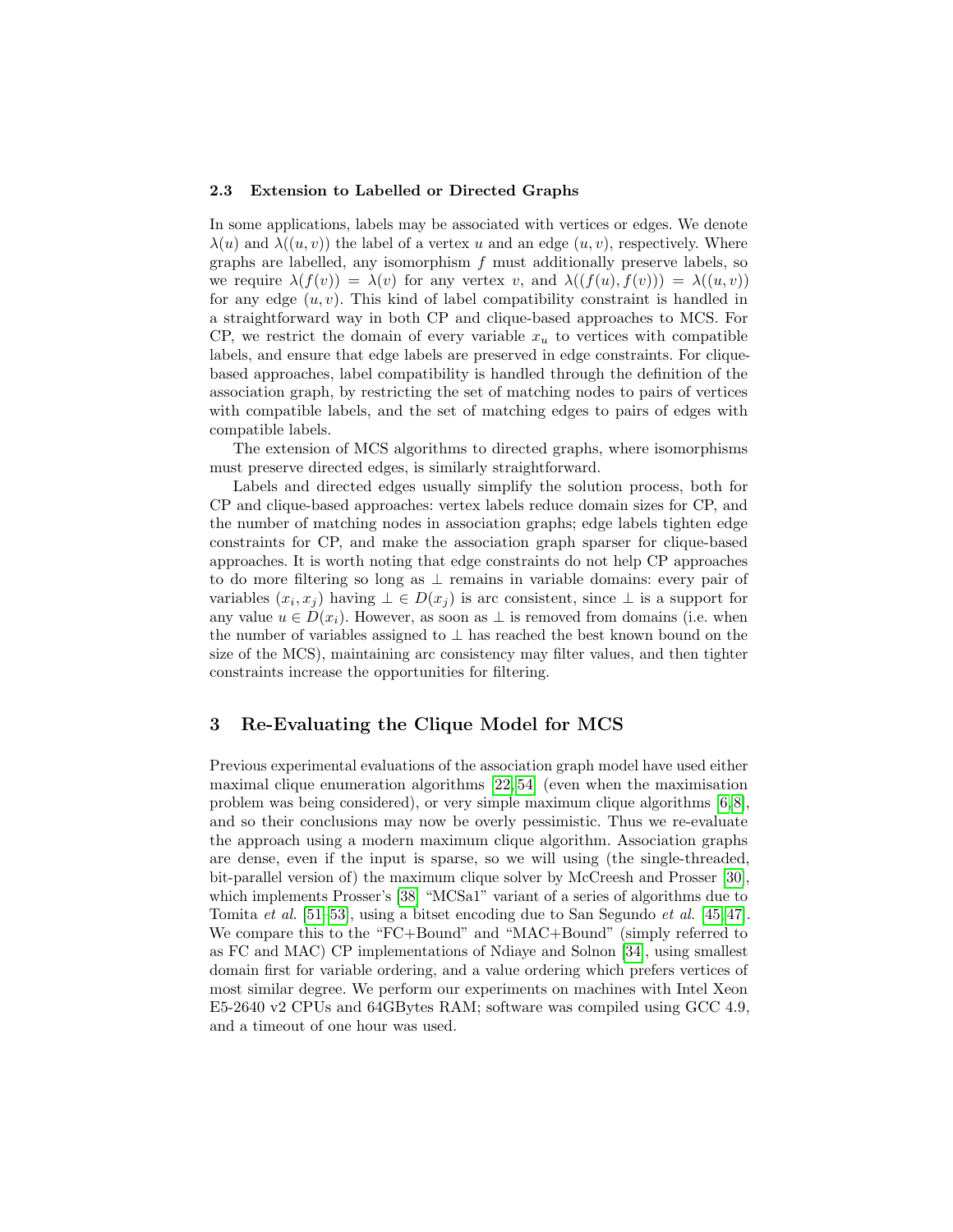### 2.3 Extension to Labelled or Directed Graphs

In some applications, labels may be associated with vertices or edges. We denote $\lambda(u)$ and $\lambda((u, v))$ the label of a vertex $u$ and an edge $(u, v)$, respectively. Where graphs are labelled, any isomorphism $f$ must additionally preserve labels, so we require $\lambda(f(v)) = \lambda(v)$ for any vertex $v$, and $\lambda((f(u), f(v))) = \lambda((u, v))$ for any edge $(u, v)$. This kind of label compatibility constraint is handled in a straightforward way in both CP and clique-based approaches to MCS. For CP, we restrict the domain of every variable $x_u$ to vertices with compatible labels, and ensure that edge labels are preserved in edge constraints. For clique-based approaches, label compatibility is handled through the definition of the association graph, by restricting the set of matching nodes to pairs of vertices with compatible labels, and the set of matching edges to pairs of edges with compatible labels.

The extension of MCS algorithms to directed graphs, where isomorphisms must preserve directed edges, is similarly straightforward.

Labels and directed edges usually simplify the solution process, both for CP and clique-based approaches: vertex labels reduce domain sizes for CP, and the number of matching nodes in association graphs; edge labels tighten edge constraints for CP, and make the association graph sparser for clique-based approaches. It is worth noting that edge constraints do not help CP approaches to do more filtering so long as $\perp$ remains in variable domains: every pair of variables $(x_i, x_j)$ having $\perp \in D(x_j)$ is arc consistent, since $\perp$ is a support for any value $u \in D(x_i)$. However, as soon as $\perp$ is removed from domains (i.e. when the number of variables assigned to $\perp$ has reached the best known bound on the size of the MCS), maintaining arc consistency may filter values, and then tighter constraints increase the opportunities for filtering.

## 3 Re-Evaluating the Clique Model for MCS

Previous experimental evaluations of the association graph model have used either maximal clique enumeration algorithms [22,54] (even when the maximisation problem was being considered), or very simple maximum clique algorithms [6,8], and so their conclusions may now be overly pessimistic. Thus we re-evaluate the approach using a modern maximum clique algorithm. Association graphs are dense, even if the input is sparse, so we will using (the single-threaded, bit-parallel version of) the maximum clique solver by McCreesh and Prosser [30], which implements Prosser's [38] "MCSa1" variant of a series of algorithms due to Tomita *et al.* [51–53], using a bitset encoding due to San Segundo *et al.* [45,47]. We compare this to the "FC+Bound" and "MAC+Bound" (simply referred to as FC and MAC) CP implementations of Ndiaye and Solnon [34], using smallest domain first for variable ordering, and a value ordering which prefers vertices of most similar degree. We perform our experiments on machines with Intel Xeon E5-2640 v2 CPUs and 64GBytes RAM; software was compiled using GCC 4.9, and a timeout of one hour was used.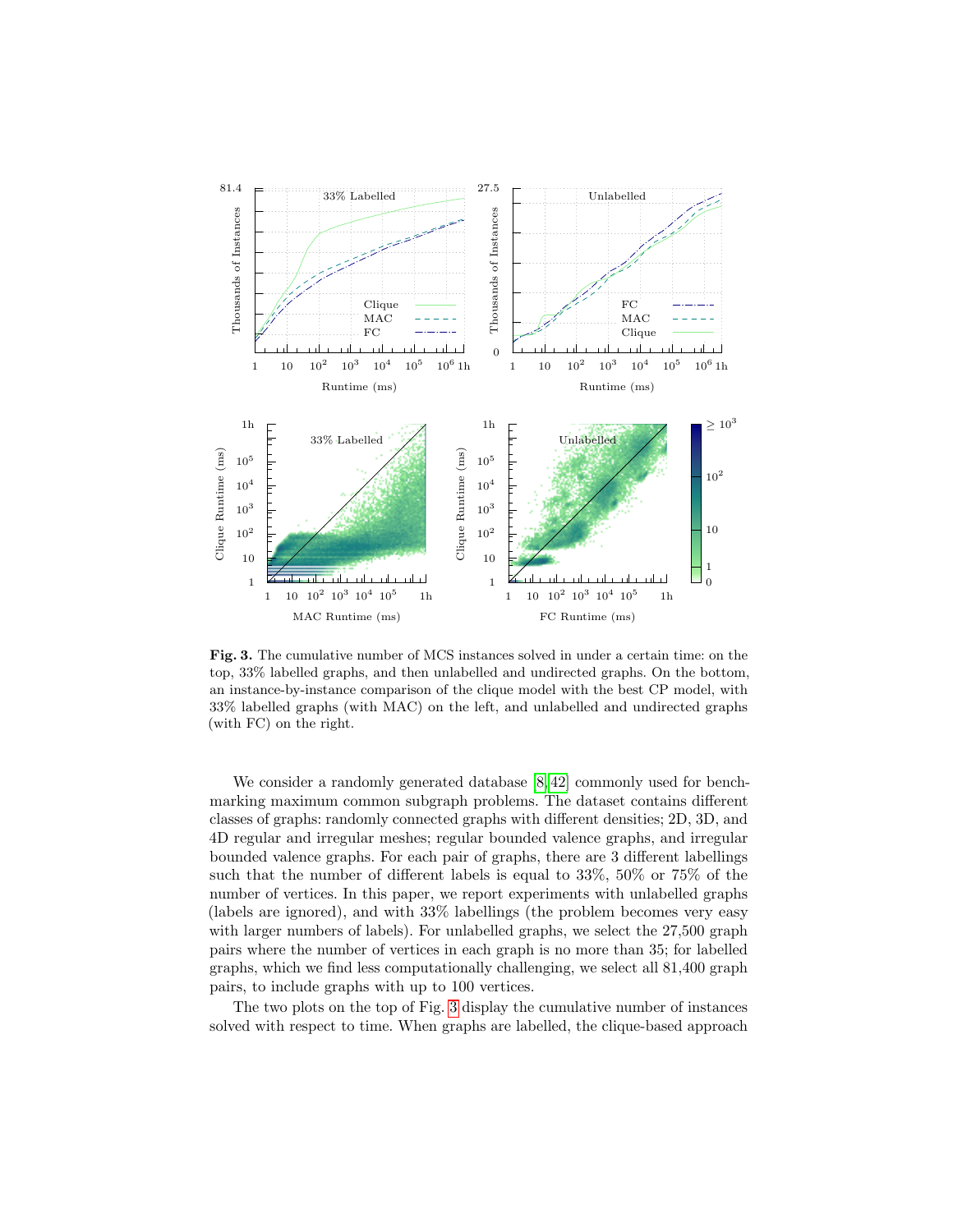**Fig. 3.** The cumulative number of MCS instances solved in under a certain time: on the top, 33% labelled graphs, and then unlabelled and undirected graphs. On the bottom, an instance-by-instance comparison of the clique model with the best CP model, with 33% labelled graphs (with MAC) on the left, and unlabelled and undirected graphs (with FC) on the right.

We consider a randomly generated database [8,42] commonly used for benchmarking maximum common subgraph problems. The dataset contains different classes of graphs: randomly connected graphs with different densities; 2D, 3D, and 4D regular and irregular meshes; regular bounded valence graphs, and irregular bounded valence graphs. For each pair of graphs, there are 3 different labellings such that the number of different labels is equal to 33%, 50% or 75% of the number of vertices. In this paper, we report experiments with unlabelled graphs (labels are ignored), and with 33% labellings (the problem becomes very easy with larger numbers of labels). For unlabelled graphs, we select the 27,500 graph pairs where the number of vertices in each graph is no more than 35; for labelled graphs, which we find less computationally challenging, we select all 81,400 graph pairs, to include graphs with up to 100 vertices.

The two plots on the top of Fig. 3 display the cumulative number of instances solved with respect to time. When graphs are labelled, the clique-based approach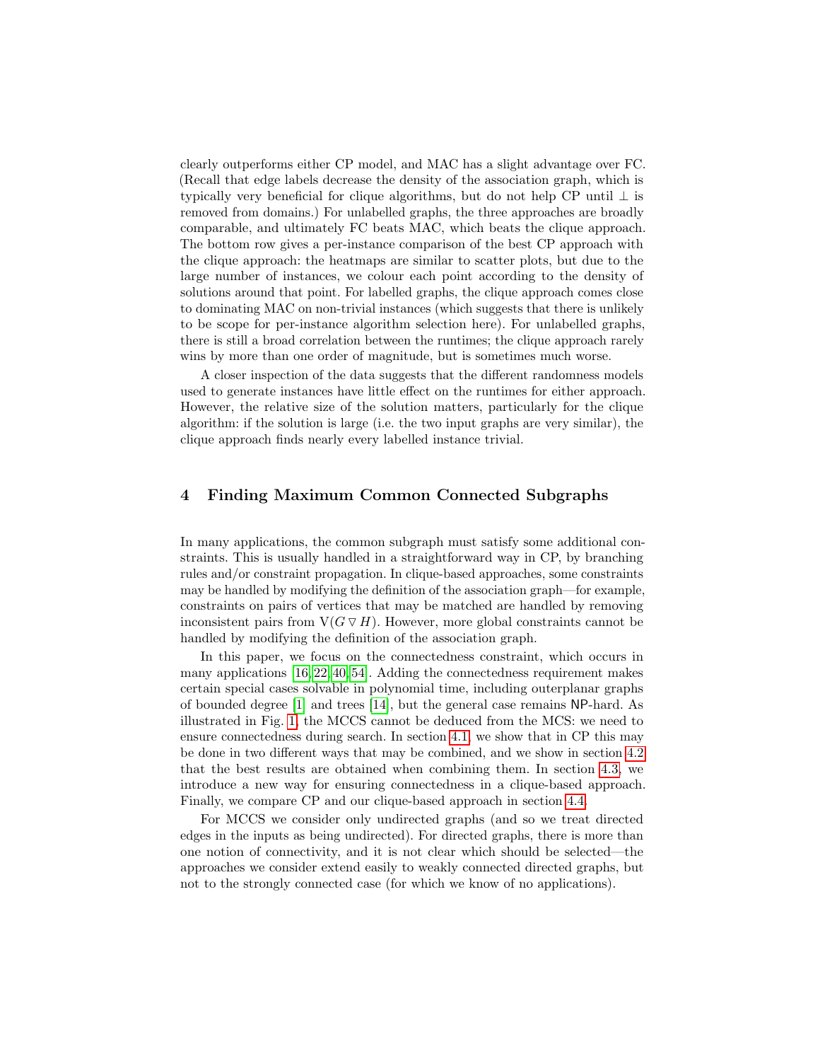clearly outperforms either CP model, and MAC has a slight advantage over FC. (Recall that edge labels decrease the density of the association graph, which is typically very beneficial for clique algorithms, but do not help CP until $\perp$ is removed from domains.) For unlabelled graphs, the three approaches are broadly comparable, and ultimately FC beats MAC, which beats the clique approach. The bottom row gives a per-instance comparison of the best CP approach with the clique approach: the heatmaps are similar to scatter plots, but due to the large number of instances, we colour each point according to the density of solutions around that point. For labelled graphs, the clique approach comes close to dominating MAC on non-trivial instances (which suggests that there is unlikely to be scope for per-instance algorithm selection here). For unlabelled graphs, there is still a broad correlation between the runtimes; the clique approach rarely wins by more than one order of magnitude, but is sometimes much worse.

A closer inspection of the data suggests that the different randomness models used to generate instances have little effect on the runtimes for either approach. However, the relative size of the solution matters, particularly for the clique algorithm: if the solution is large (i.e. the two input graphs are very similar), the clique approach finds nearly every labelled instance trivial.

## 4 Finding Maximum Common Connected Subgraphs

In many applications, the common subgraph must satisfy some additional constraints. This is usually handled in a straightforward way in CP, by branching rules and/or constraint propagation. In clique-based approaches, some constraints may be handled by modifying the definition of the association graph—for example, constraints on pairs of vertices that may be matched are handled by removing inconsistent pairs from $\mathrm{V}(G \triangledown H)$. However, more global constraints cannot be handled by modifying the definition of the association graph.

In this paper, we focus on the connectedness constraint, which occurs in many applications [16,22,40,54]. Adding the connectedness requirement makes certain special cases solvable in polynomial time, including outerplanar graphs of bounded degree [1] and trees [14], but the general case remains NP-hard. As illustrated in Fig. 1, the MCCS cannot be deduced from the MCS: we need to ensure connectedness during search. In section 4.1, we show that in CP this may be done in two different ways that may be combined, and we show in section 4.2 that the best results are obtained when combining them. In section 4.3, we introduce a new way for ensuring connectedness in a clique-based approach. Finally, we compare CP and our clique-based approach in section 4.4.

For MCCS we consider only undirected graphs (and so we treat directed edges in the inputs as being undirected). For directed graphs, there is more than one notion of connectivity, and it is not clear which should be selected—the approaches we consider extend easily to weakly connected directed graphs, but not to the strongly connected case (for which we know of no applications).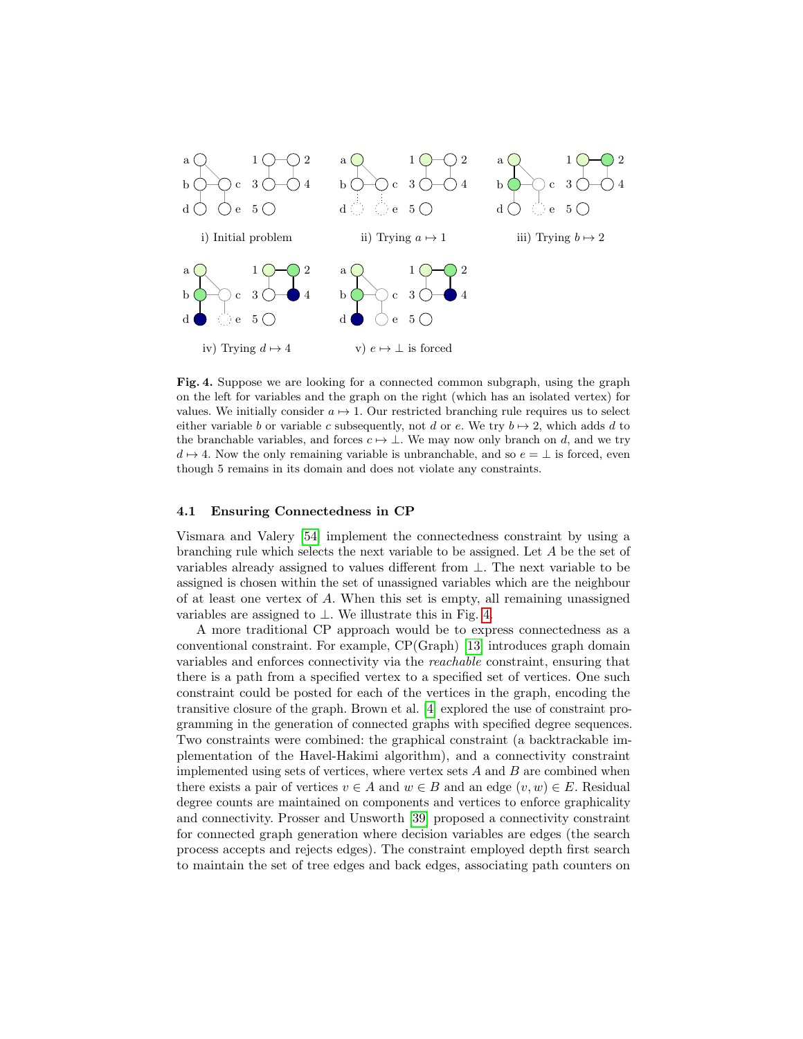i) Initial problem

ii) Trying $a \mapsto 1$

iii) Trying $b \mapsto 2$

iv) Trying $d \mapsto 4$

v) $e \mapsto \bot$ is forced

**Fig. 4.** Suppose we are looking for a connected common subgraph, using the graph on the left for variables and the graph on the right (which has an isolated vertex) for values. We initially consider $a \mapsto 1$. Our restricted branching rule requires us to select either variable $b$ or variable $c$ subsequently, not $d$ or $e$. We try $b \mapsto 2$, which adds $d$ to the branchable variables, and forces $c \mapsto \bot$. We may now only branch on $d$, and we try $d \mapsto 4$. Now the only remaining variable is unbranchable, and so $e = \bot$ is forced, even though 5 remains in its domain and does not violate any constraints.

### 4.1 Ensuring Connectedness in CP

Vismara and Valery [54] implement the connectedness constraint by using a branching rule which selects the next variable to be assigned. Let $A$ be the set of variables already assigned to values different from $\bot$. The next variable to be assigned is chosen within the set of unassigned variables which are the neighbour of at least one vertex of $A$. When this set is empty, all remaining unassigned variables are assigned to $\bot$. We illustrate this in Fig. 4.

A more traditional CP approach would be to express connectedness as a conventional constraint. For example, CP(Graph) [13] introduces graph domain variables and enforces connectivity via the *reachable* constraint, ensuring that there is a path from a specified vertex to a specified set of vertices. One such constraint could be posted for each of the vertices in the graph, encoding the transitive closure of the graph. Brown et al. [4] explored the use of constraint programming in the generation of connected graphs with specified degree sequences. Two constraints were combined: the graphical constraint (a backtrackable implementation of the Havel-Hakimi algorithm), and a connectivity constraint implemented using sets of vertices, where vertex sets $A$ and $B$ are combined when there exists a pair of vertices $v \in A$ and $w \in B$ and an edge $(v, w) \in E$. Residual degree counts are maintained on components and vertices to enforce graphicality and connectivity. Prosser and Unsworth [39] proposed a connectivity constraint for connected graph generation where decision variables are edges (the search process accepts and rejects edges). The constraint employed depth first search to maintain the set of tree edges and back edges, associating path counters on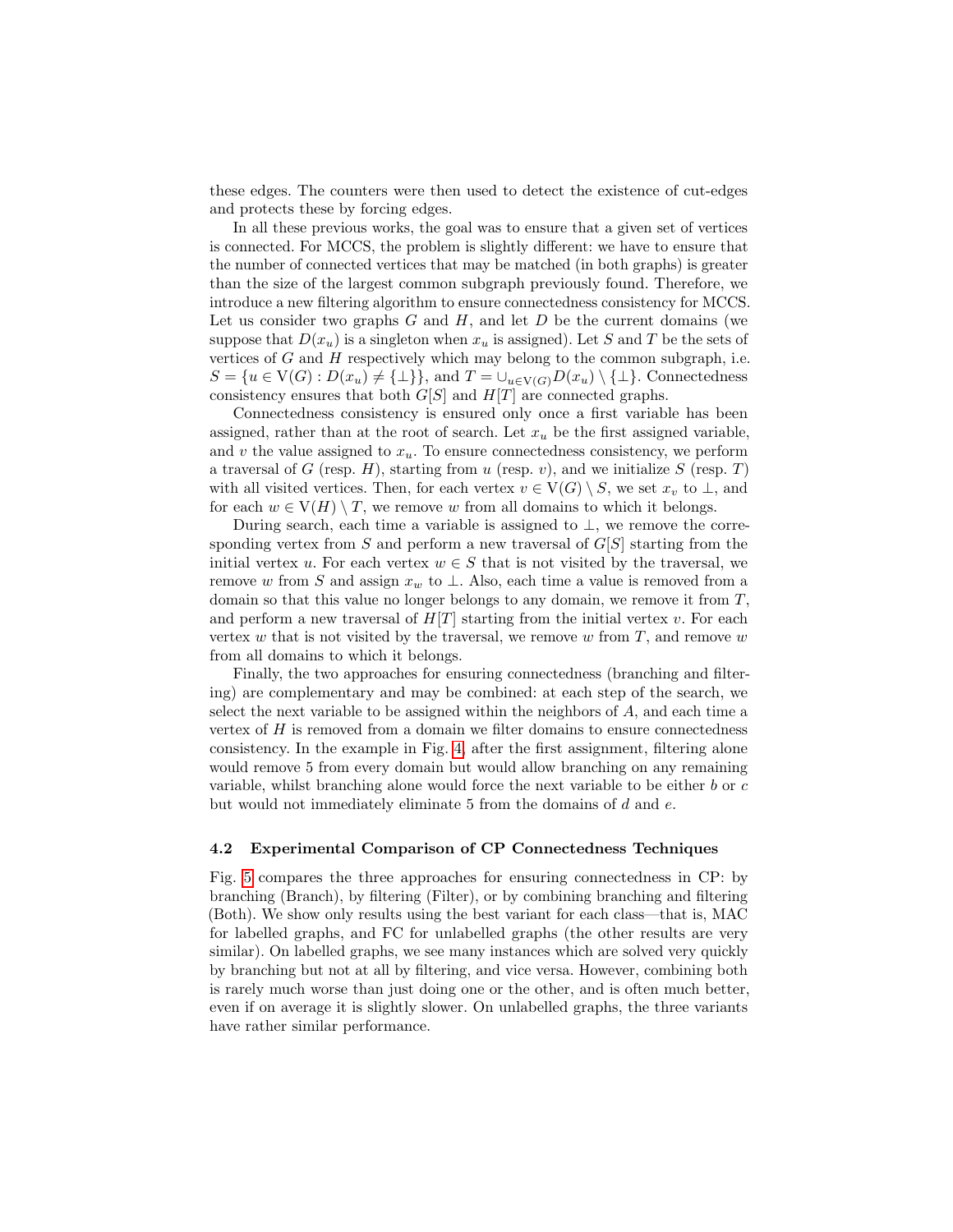these edges. The counters were then used to detect the existence of cut-edges and protects these by forcing edges.

In all these previous works, the goal was to ensure that a given set of vertices is connected. For MCCS, the problem is slightly different: we have to ensure that the number of connected vertices that may be matched (in both graphs) is greater than the size of the largest common subgraph previously found. Therefore, we introduce a new filtering algorithm to ensure connectedness consistency for MCCS. Let us consider two graphs $G$ and $H$, and let $D$ be the current domains (we suppose that $D(x_u)$ is a singleton when $x_u$ is assigned). Let $S$ and $T$ be the sets of vertices of $G$ and $H$ respectively which may belong to the common subgraph, i.e. $S = \{u \in \mathrm{V}(G) : D(x_u) \neq \{\bot\}\}$, and $T = \cup_{u \in \mathrm{V}(G)} D(x_u) \setminus \{\bot\}$. Connectedness consistency ensures that both $G[S]$ and $H[T]$ are connected graphs.

Connectedness consistency is ensured only once a first variable has been assigned, rather than at the root of search. Let $x_u$ be the first assigned variable, and $v$ the value assigned to $x_u$. To ensure connectedness consistency, we perform a traversal of $G$ (resp. $H$), starting from $u$ (resp. $v$), and we initialize $S$ (resp. $T$) with all visited vertices. Then, for each vertex $v \in \mathrm{V}(G) \setminus S$, we set $x_v$ to $\bot$, and for each $w \in \mathrm{V}(H) \setminus T$, we remove $w$ from all domains to which it belongs.

During search, each time a variable is assigned to $\bot$, we remove the corresponding vertex from $S$ and perform a new traversal of $G[S]$ starting from the initial vertex $u$. For each vertex $w \in S$ that is not visited by the traversal, we remove $w$ from $S$ and assign $x_w$ to $\bot$. Also, each time a value is removed from a domain so that this value no longer belongs to any domain, we remove it from $T$, and perform a new traversal of $H[T]$ starting from the initial vertex $v$. For each vertex $w$ that is not visited by the traversal, we remove $w$ from $T$, and remove $w$ from all domains to which it belongs.

Finally, the two approaches for ensuring connectedness (branching and filtering) are complementary and may be combined: at each step of the search, we select the next variable to be assigned within the neighbors of $A$, and each time a vertex of $H$ is removed from a domain we filter domains to ensure connectedness consistency. In the example in Fig. 4, after the first assignment, filtering alone would remove 5 from every domain but would allow branching on any remaining variable, whilst branching alone would force the next variable to be either $b$ or $c$ but would not immediately eliminate 5 from the domains of $d$ and $e$.

### 4.2 Experimental Comparison of CP Connectedness Techniques

Fig. 5 compares the three approaches for ensuring connectedness in CP: by branching (Branch), by filtering (Filter), or by combining branching and filtering (Both). We show only results using the best variant for each class—that is, MAC for labelled graphs, and FC for unlabelled graphs (the other results are very similar). On labelled graphs, we see many instances which are solved very quickly by branching but not at all by filtering, and vice versa. However, combining both is rarely much worse than just doing one or the other, and is often much better, even if on average it is slightly slower. On unlabelled graphs, the three variants have rather similar performance.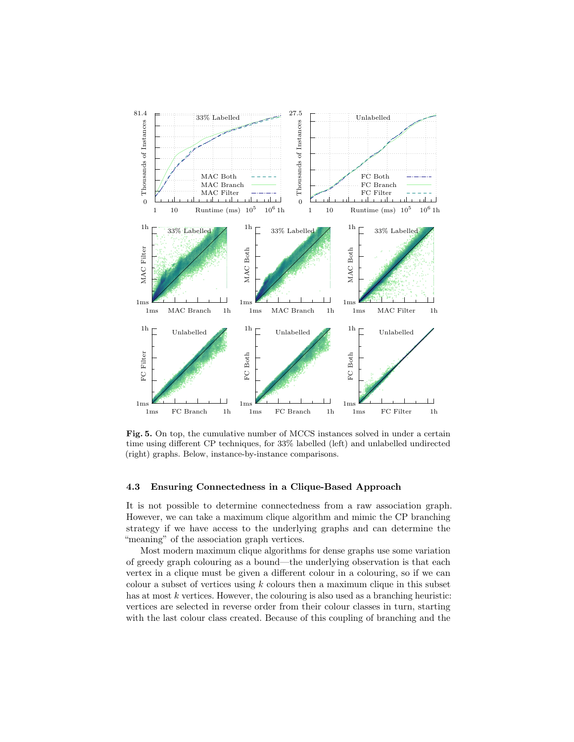**Fig. 5.** On top, the cumulative number of MCCS instances solved in under a certain time using different CP techniques, for 33% labelled (left) and unlabelled undirected (right) graphs. Below, instance-by-instance comparisons.

### 4.3 Ensuring Connectedness in a Clique-Based Approach

It is not possible to determine connectedness from a raw association graph. However, we can take a maximum clique algorithm and mimic the CP branching strategy if we have access to the underlying graphs and can determine the "meaning" of the association graph vertices.

Most modern maximum clique algorithms for dense graphs use some variation of greedy graph colouring as a bound—the underlying observation is that each vertex in a clique must be given a different colour in a colouring, so if we can colour a subset of vertices using $k$ colours then a maximum clique in this subset has at most $k$ vertices. However, the colouring is also used as a branching heuristic: vertices are selected in reverse order from their colour classes in turn, starting with the last colour class created. Because of this coupling of branching and the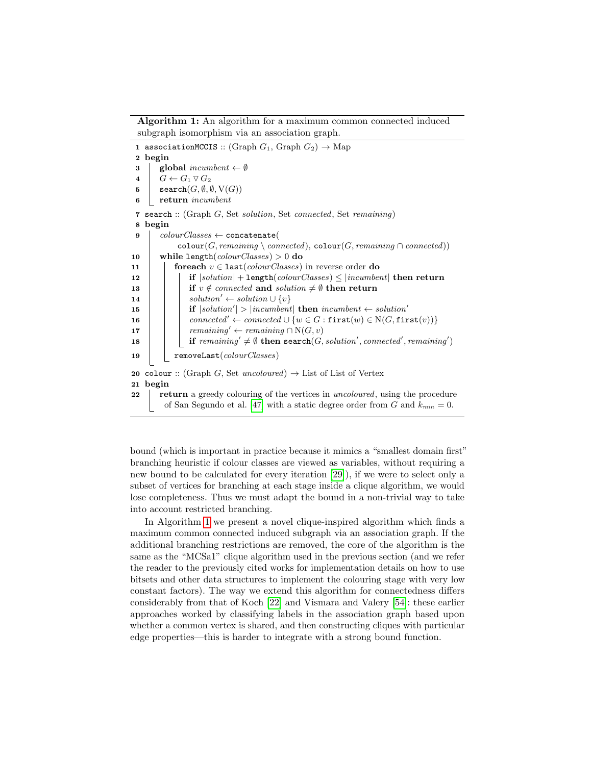**Algorithm 1:** An algorithm for a maximum common connected induced subgraph isomorphism via an association graph.

```
1  associationMCCIS :: (Graph G1, Graph G2) → Map
2  begin
3      global incumbent ← ∅
4      G ← G1 ▽ G2
5      search(G, ∅, ∅, V(G))
6      return incumbent
7  search :: (Graph G, Set solution, Set connected, Set remaining)
8  begin
9      colourClasses ← concatenate(
           colour(G, remaining \ connected), colour(G, remaining ∩ connected))
10     while length(colourClasses) > 0 do
11         foreach v ∈ last(colourClasses) in reverse order do
12             if |solution| + length(colourClasses) ≤ |incumbent| then return
13             if v ∉ connected and solution ≠ ∅ then return
14             solution′ ← solution ∪ {v}
15             if |solution′| > |incumbent| then incumbent ← solution′
16             connected′ ← connected ∪ {w ∈ G : first(w) ∈ N(G, first(v))}
17             remaining′ ← remaining ∩ N(G, v)
18             if remaining′ ≠ ∅ then search(G, solution′, connected′, remaining′)
19         removeLast(colourClasses)
20 colour :: (Graph G, Set uncoloured) → List of List of Vertex
21 begin
22     return a greedy colouring of the vertices in uncoloured, using the procedure
       of San Segundo et al. [47] with a static degree order from G and k_min = 0.
```

bound (which is important in practice because it mimics a "smallest domain first" branching heuristic if colour classes are viewed as variables, without requiring a new bound to be calculated for every iteration [29]), if we were to select only a subset of vertices for branching at each stage inside a clique algorithm, we would lose completeness. Thus we must adapt the bound in a non-trivial way to take into account restricted branching.

In Algorithm 1 we present a novel clique-inspired algorithm which finds a maximum common connected induced subgraph via an association graph. If the additional branching restrictions are removed, the core of the algorithm is the same as the "MCSa1" clique algorithm used in the previous section (and we refer the reader to the previously cited works for implementation details on how to use bitsets and other data structures to implement the colouring stage with very low constant factors). The way we extend this algorithm for connectedness differs considerably from that of Koch [22] and Vismara and Valery [54]: these earlier approaches worked by classifying labels in the association graph based upon whether a common vertex is shared, and then constructing cliques with particular edge properties—this is harder to integrate with a strong bound function.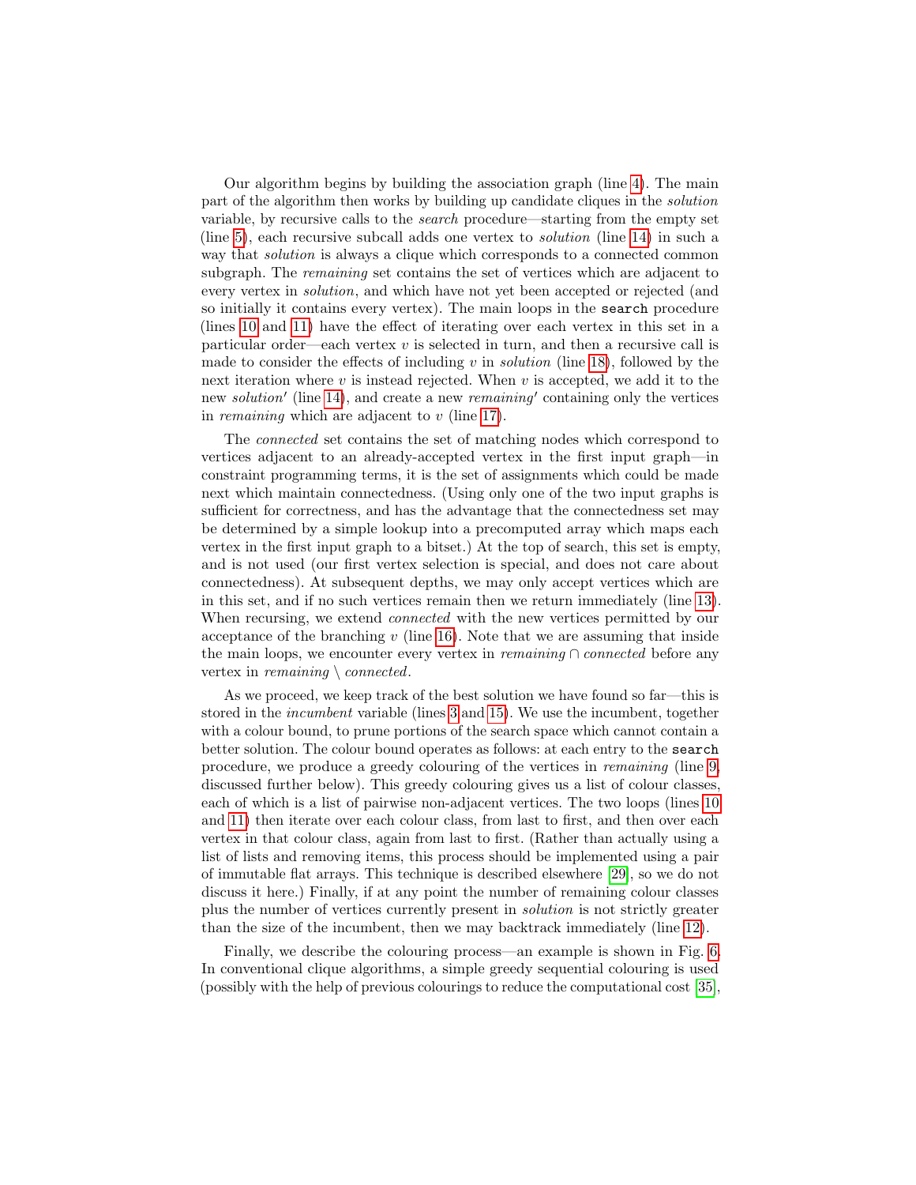Our algorithm begins by building the association graph (line 4). The main part of the algorithm then works by building up candidate cliques in the *solution* variable, by recursive calls to the *search* procedure—starting from the empty set (line 5), each recursive subcall adds one vertex to *solution* (line 14) in such a way that *solution* is always a clique which corresponds to a connected common subgraph. The *remaining* set contains the set of vertices which are adjacent to every vertex in *solution*, and which have not yet been accepted or rejected (and so initially it contains every vertex). The main loops in the `search` procedure (lines 10 and 11) have the effect of iterating over each vertex in this set in a particular order—each vertex $v$ is selected in turn, and then a recursive call is made to consider the effects of including $v$ in *solution* (line 18), followed by the next iteration where $v$ is instead rejected. When $v$ is accepted, we add it to the new $solution'$ (line 14), and create a new $remaining'$ containing only the vertices in *remaining* which are adjacent to $v$ (line 17).

The *connected* set contains the set of matching nodes which correspond to vertices adjacent to an already-accepted vertex in the first input graph—in constraint programming terms, it is the set of assignments which could be made next which maintain connectedness. (Using only one of the two input graphs is sufficient for correctness, and has the advantage that the connectedness set may be determined by a simple lookup into a precomputed array which maps each vertex in the first input graph to a bitset.) At the top of search, this set is empty, and is not used (our first vertex selection is special, and does not care about connectedness). At subsequent depths, we may only accept vertices which are in this set, and if no such vertices remain then we return immediately (line 13). When recursing, we extend *connected* with the new vertices permitted by our acceptance of the branching $v$ (line 16). Note that we are assuming that inside the main loops, we encounter every vertex in $remaining \cap connected$ before any vertex in $remaining \setminus connected$.

As we proceed, we keep track of the best solution we have found so far—this is stored in the *incumbent* variable (lines 3 and 15). We use the incumbent, together with a colour bound, to prune portions of the search space which cannot contain a better solution. The colour bound operates as follows: at each entry to the `search` procedure, we produce a greedy colouring of the vertices in *remaining* (line 9, discussed further below). This greedy colouring gives us a list of colour classes, each of which is a list of pairwise non-adjacent vertices. The two loops (lines 10 and 11) then iterate over each colour class, from last to first, and then over each vertex in that colour class, again from last to first. (Rather than actually using a list of lists and removing items, this process should be implemented using a pair of immutable flat arrays. This technique is described elsewhere [29], so we do not discuss it here.) Finally, if at any point the number of remaining colour classes plus the number of vertices currently present in *solution* is not strictly greater than the size of the incumbent, then we may backtrack immediately (line 12).

Finally, we describe the colouring process—an example is shown in Fig. 6. In conventional clique algorithms, a simple greedy sequential colouring is used (possibly with the help of previous colourings to reduce the computational cost [35],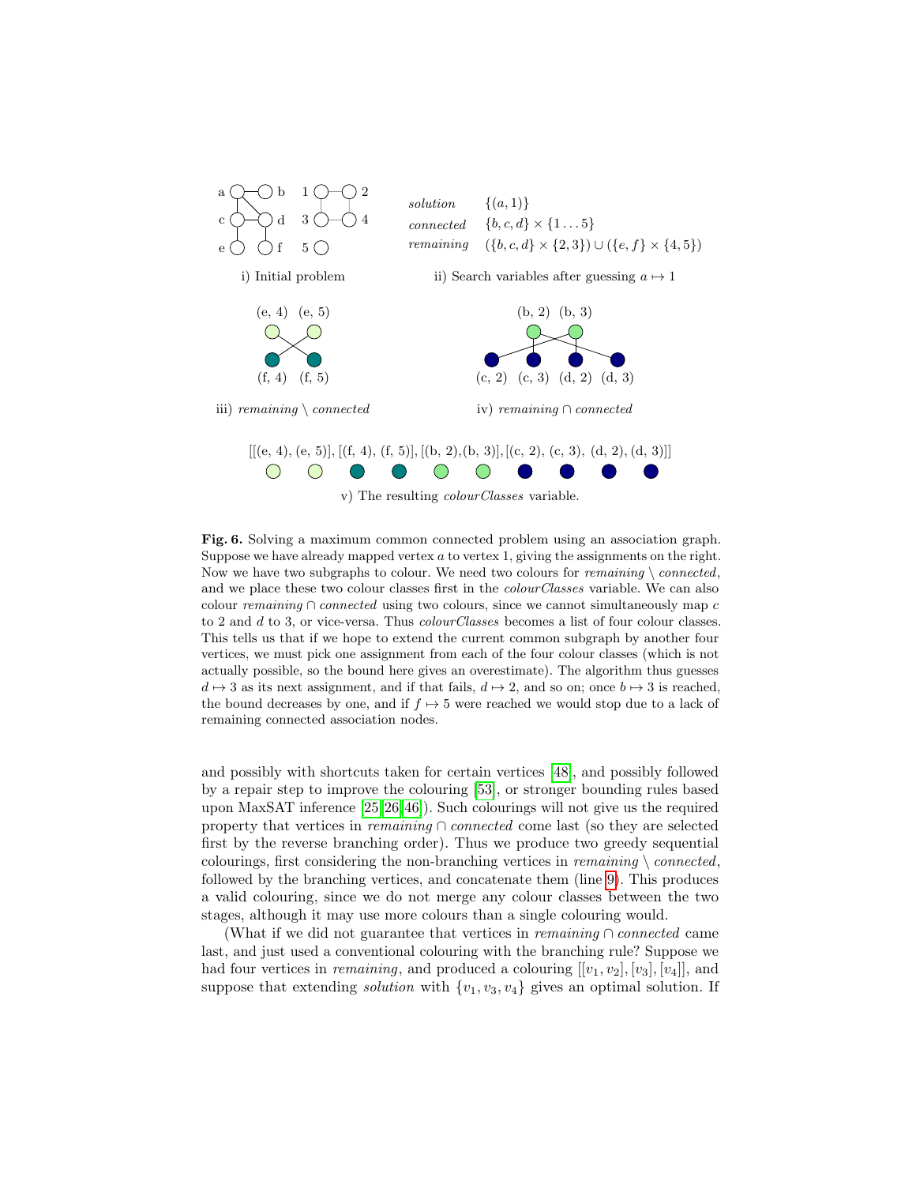i) Initial problem

| | |
|---|---|
| *solution* | $\{(a, 1)\}$ |
| *connected* | $\{b, c, d\} \times \{1 \ldots 5\}$ |
| *remaining* | $(\{b, c, d\} \times \{2, 3\}) \cup (\{e, f\} \times \{4, 5\})$ |

ii) Search variables after guessing $a \mapsto 1$

iii) *remaining* $\setminus$ *connected*

iv) *remaining* $\cap$ *connected*

[[(e, 4), (e, 5)], [(f, 4), (f, 5)], [(b, 2),(b, 3)], [(c, 2), (c, 3), (d, 2), (d, 3)]]

v) The resulting *colourClasses* variable.

**Fig. 6.** Solving a maximum common connected problem using an association graph. Suppose we have already mapped vertex $a$ to vertex 1, giving the assignments on the right. Now we have two subgraphs to colour. We need two colours for *remaining* $\setminus$ *connected*, and we place these two colour classes first in the *colourClasses* variable. We can also colour *remaining* $\cap$ *connected* using two colours, since we cannot simultaneously map $c$ to 2 and $d$ to 3, or vice-versa. Thus *colourClasses* becomes a list of four colour classes. This tells us that if we hope to extend the current common subgraph by another four vertices, we must pick one assignment from each of the four colour classes (which is not actually possible, so the bound here gives an overestimate). The algorithm thus guesses $d \mapsto 3$ as its next assignment, and if that fails, $d \mapsto 2$, and so on; once $b \mapsto 3$ is reached, the bound decreases by one, and if $f \mapsto 5$ were reached we would stop due to a lack of remaining connected association nodes.

and possibly with shortcuts taken for certain vertices [48], and possibly followed by a repair step to improve the colouring [53], or stronger bounding rules based upon MaxSAT inference [25,26,46]). Such colourings will not give us the required property that vertices in *remaining* $\cap$ *connected* come last (so they are selected first by the reverse branching order). Thus we produce two greedy sequential colourings, first considering the non-branching vertices in *remaining* $\setminus$ *connected*, followed by the branching vertices, and concatenate them (line 9). This produces a valid colouring, since we do not merge any colour classes between the two stages, although it may use more colours than a single colouring would.

(What if we did not guarantee that vertices in *remaining* $\cap$ *connected* came last, and just used a conventional colouring with the branching rule? Suppose we had four vertices in *remaining*, and produced a colouring $[[v_1, v_2], [v_3], [v_4]]$, and suppose that extending *solution* with $\{v_1, v_3, v_4\}$ gives an optimal solution. If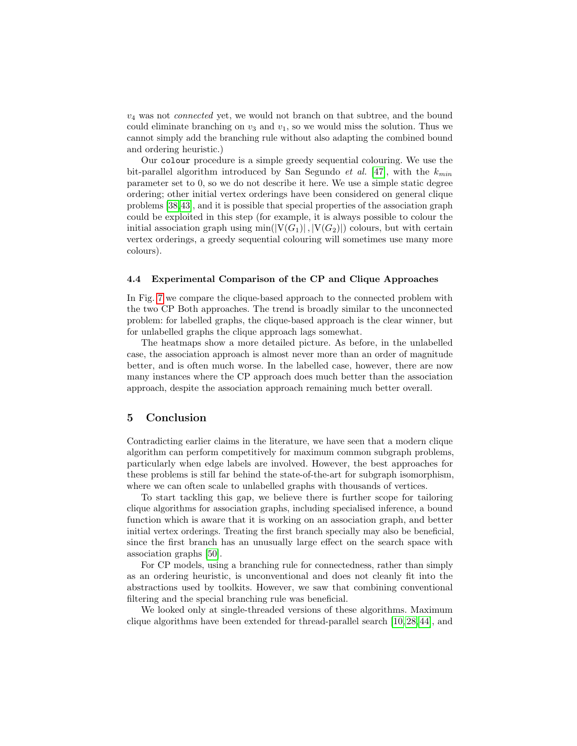$v_4$ was not *connected* yet, we would not branch on that subtree, and the bound could eliminate branching on $v_3$ and $v_1$, so we would miss the solution. Thus we cannot simply add the branching rule without also adapting the combined bound and ordering heuristic.)

Our `colour` procedure is a simple greedy sequential colouring. We use the bit-parallel algorithm introduced by San Segundo *et al.* [47], with the $k_{min}$ parameter set to 0, so we do not describe it here. We use a simple static degree ordering; other initial vertex orderings have been considered on general clique problems [38,43], and it is possible that special properties of the association graph could be exploited in this step (for example, it is always possible to colour the initial association graph using $\min(|V(G_1)|, |V(G_2)|)$ colours, but with certain vertex orderings, a greedy sequential colouring will sometimes use many more colours).

### 4.4 Experimental Comparison of the CP and Clique Approaches

In Fig. 7 we compare the clique-based approach to the connected problem with the two CP Both approaches. The trend is broadly similar to the unconnected problem: for labelled graphs, the clique-based approach is the clear winner, but for unlabelled graphs the clique approach lags somewhat.

The heatmaps show a more detailed picture. As before, in the unlabelled case, the association approach is almost never more than an order of magnitude better, and is often much worse. In the labelled case, however, there are now many instances where the CP approach does much better than the association approach, despite the association approach remaining much better overall.

## 5 Conclusion

Contradicting earlier claims in the literature, we have seen that a modern clique algorithm can perform competitively for maximum common subgraph problems, particularly when edge labels are involved. However, the best approaches for these problems is still far behind the state-of-the-art for subgraph isomorphism, where we can often scale to unlabelled graphs with thousands of vertices.

To start tackling this gap, we believe there is further scope for tailoring clique algorithms for association graphs, including specialised inference, a bound function which is aware that it is working on an association graph, and better initial vertex orderings. Treating the first branch specially may also be beneficial, since the first branch has an unusually large effect on the search space with association graphs [50].

For CP models, using a branching rule for connectedness, rather than simply as an ordering heuristic, is unconventional and does not cleanly fit into the abstractions used by toolkits. However, we saw that combining conventional filtering and the special branching rule was beneficial.

We looked only at single-threaded versions of these algorithms. Maximum clique algorithms have been extended for thread-parallel search [10,28,44], and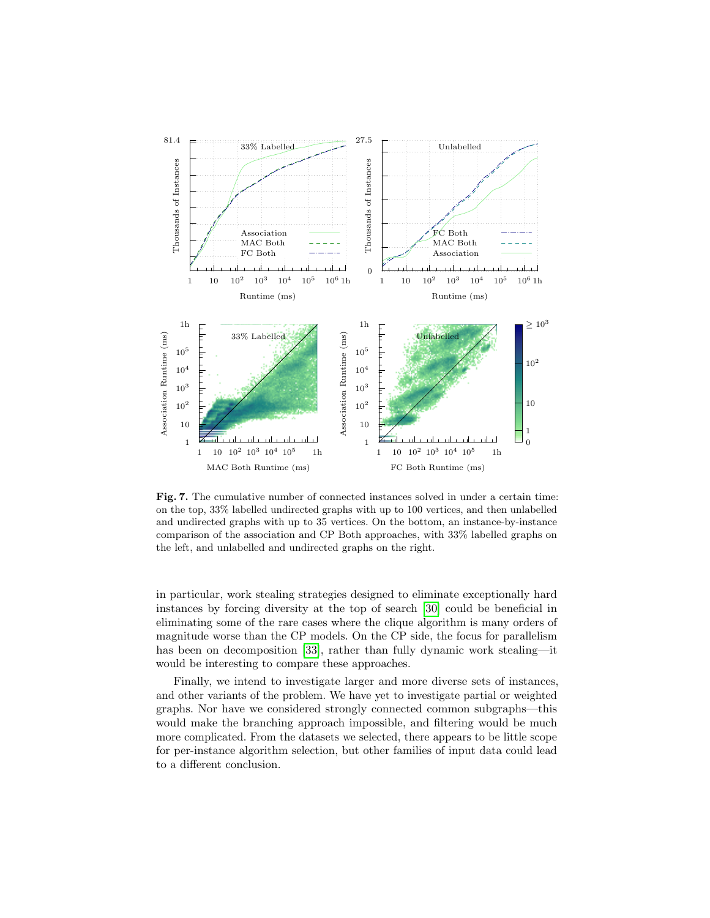**Fig. 7.** The cumulative number of connected instances solved in under a certain time: on the top, 33% labelled undirected graphs with up to 100 vertices, and then unlabelled and undirected graphs with up to 35 vertices. On the bottom, an instance-by-instance comparison of the association and CP Both approaches, with 33% labelled graphs on the left, and unlabelled and undirected graphs on the right.

in particular, work stealing strategies designed to eliminate exceptionally hard instances by forcing diversity at the top of search [30] could be beneficial in eliminating some of the rare cases where the clique algorithm is many orders of magnitude worse than the CP models. On the CP side, the focus for parallelism has been on decomposition [33], rather than fully dynamic work stealing—it would be interesting to compare these approaches.

Finally, we intend to investigate larger and more diverse sets of instances, and other variants of the problem. We have yet to investigate partial or weighted graphs. Nor have we considered strongly connected common subgraphs—this would make the branching approach impossible, and filtering would be much more complicated. From the datasets we selected, there appears to be little scope for per-instance algorithm selection, but other families of input data could lead to a different conclusion.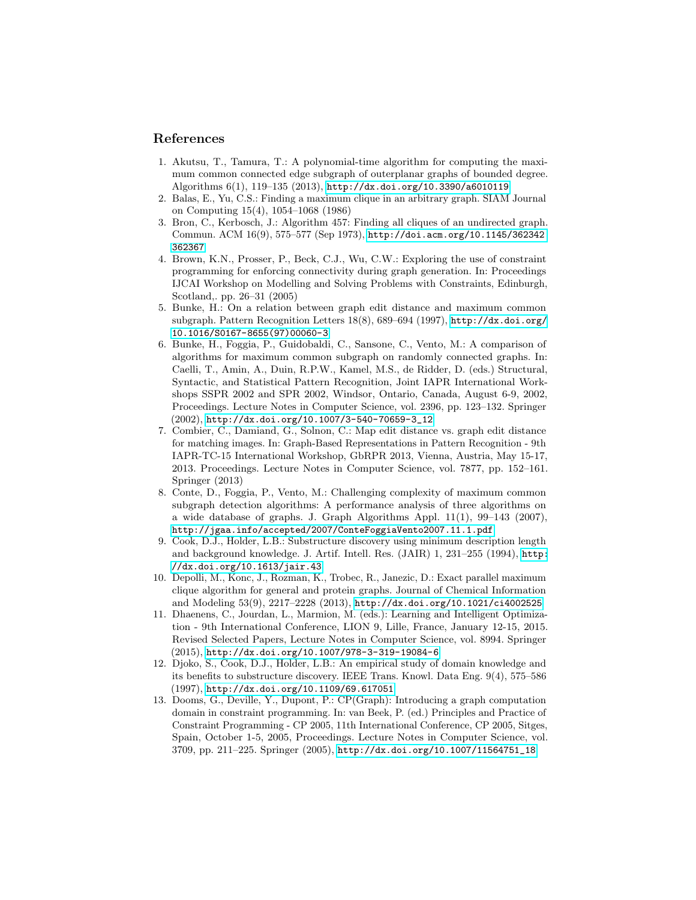## References

1. Akutsu, T., Tamura, T.: A polynomial-time algorithm for computing the maximum common connected edge subgraph of outerplanar graphs of bounded degree. Algorithms 6(1), 119–135 (2013), http://dx.doi.org/10.3390/a6010119
2. Balas, E., Yu, C.S.: Finding a maximum clique in an arbitrary graph. SIAM Journal on Computing 15(4), 1054–1068 (1986)
3. Bron, C., Kerbosch, J.: Algorithm 457: Finding all cliques of an undirected graph. Commun. ACM 16(9), 575–577 (Sep 1973), http://doi.acm.org/10.1145/362342.362367
4. Brown, K.N., Prosser, P., Beck, C.J., Wu, C.W.: Exploring the use of constraint programming for enforcing connectivity during graph generation. In: Proceedings IJCAI Workshop on Modelling and Solving Problems with Constraints, Edinburgh, Scotland,. pp. 26–31 (2005)
5. Bunke, H.: On a relation between graph edit distance and maximum common subgraph. Pattern Recognition Letters 18(8), 689–694 (1997), http://dx.doi.org/10.1016/S0167-8655(97)00060-3
6. Bunke, H., Foggia, P., Guidobaldi, C., Sansone, C., Vento, M.: A comparison of algorithms for maximum common subgraph on randomly connected graphs. In: Caelli, T., Amin, A., Duin, R.P.W., Kamel, M.S., de Ridder, D. (eds.) Structural, Syntactic, and Statistical Pattern Recognition, Joint IAPR International Workshops SSPR 2002 and SPR 2002, Windsor, Ontario, Canada, August 6-9, 2002, Proceedings. Lecture Notes in Computer Science, vol. 2396, pp. 123–132. Springer (2002), http://dx.doi.org/10.1007/3-540-70659-3_12
7. Combier, C., Damiand, G., Solnon, C.: Map edit distance vs. graph edit distance for matching images. In: Graph-Based Representations in Pattern Recognition - 9th IAPR-TC-15 International Workshop, GbRPR 2013, Vienna, Austria, May 15-17, 2013. Proceedings. Lecture Notes in Computer Science, vol. 7877, pp. 152–161. Springer (2013)
8. Conte, D., Foggia, P., Vento, M.: Challenging complexity of maximum common subgraph detection algorithms: A performance analysis of three algorithms on a wide database of graphs. J. Graph Algorithms Appl. 11(1), 99–143 (2007), http://jgaa.info/accepted/2007/ConteFoggiaVento2007.11.1.pdf
9. Cook, D.J., Holder, L.B.: Substructure discovery using minimum description length and background knowledge. J. Artif. Intell. Res. (JAIR) 1, 231–255 (1994), http://dx.doi.org/10.1613/jair.43
10. Depolli, M., Konc, J., Rozman, K., Trobec, R., Janezic, D.: Exact parallel maximum clique algorithm for general and protein graphs. Journal of Chemical Information and Modeling 53(9), 2217–2228 (2013), http://dx.doi.org/10.1021/ci4002525
11. Dhaenens, C., Jourdan, L., Marmion, M. (eds.): Learning and Intelligent Optimization - 9th International Conference, LION 9, Lille, France, January 12-15, 2015. Revised Selected Papers, Lecture Notes in Computer Science, vol. 8994. Springer (2015), http://dx.doi.org/10.1007/978-3-319-19084-6
12. Djoko, S., Cook, D.J., Holder, L.B.: An empirical study of domain knowledge and its benefits to substructure discovery. IEEE Trans. Knowl. Data Eng. 9(4), 575–586 (1997), http://dx.doi.org/10.1109/69.617051
13. Dooms, G., Deville, Y., Dupont, P.: CP(Graph): Introducing a graph computation domain in constraint programming. In: van Beek, P. (ed.) Principles and Practice of Constraint Programming - CP 2005, 11th International Conference, CP 2005, Sitges, Spain, October 1-5, 2005, Proceedings. Lecture Notes in Computer Science, vol. 3709, pp. 211–225. Springer (2005), http://dx.doi.org/10.1007/11564751_18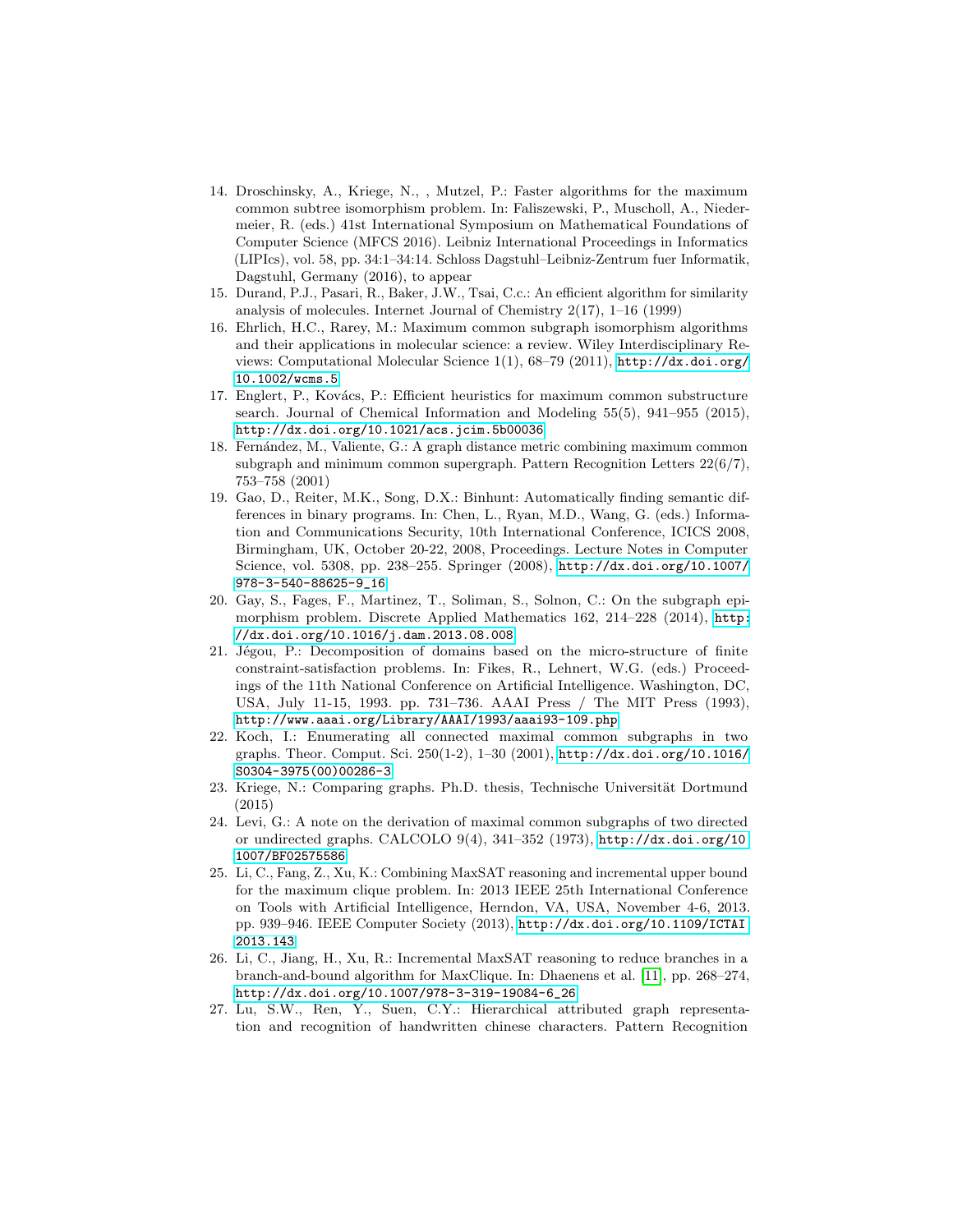14. Droschinsky, A., Kriege, N., , Mutzel, P.: Faster algorithms for the maximum common subtree isomorphism problem. In: Faliszewski, P., Muscholl, A., Niedermeier, R. (eds.) 41st International Symposium on Mathematical Foundations of Computer Science (MFCS 2016). Leibniz International Proceedings in Informatics (LIPIcs), vol. 58, pp. 34:1–34:14. Schloss Dagstuhl–Leibniz-Zentrum fuer Informatik, Dagstuhl, Germany (2016), to appear
15. Durand, P.J., Pasari, R., Baker, J.W., Tsai, C.c.: An efficient algorithm for similarity analysis of molecules. Internet Journal of Chemistry 2(17), 1–16 (1999)
16. Ehrlich, H.C., Rarey, M.: Maximum common subgraph isomorphism algorithms and their applications in molecular science: a review. Wiley Interdisciplinary Reviews: Computational Molecular Science 1(1), 68–79 (2011), http://dx.doi.org/10.1002/wcms.5
17. Englert, P., Kovács, P.: Efficient heuristics for maximum common substructure search. Journal of Chemical Information and Modeling 55(5), 941–955 (2015), http://dx.doi.org/10.1021/acs.jcim.5b00036
18. Fernández, M., Valiente, G.: A graph distance metric combining maximum common subgraph and minimum common supergraph. Pattern Recognition Letters 22(6/7), 753–758 (2001)
19. Gao, D., Reiter, M.K., Song, D.X.: Binhunt: Automatically finding semantic differences in binary programs. In: Chen, L., Ryan, M.D., Wang, G. (eds.) Information and Communications Security, 10th International Conference, ICICS 2008, Birmingham, UK, October 20-22, 2008, Proceedings. Lecture Notes in Computer Science, vol. 5308, pp. 238–255. Springer (2008), http://dx.doi.org/10.1007/978-3-540-88625-9_16
20. Gay, S., Fages, F., Martinez, T., Soliman, S., Solnon, C.: On the subgraph epimorphism problem. Discrete Applied Mathematics 162, 214–228 (2014), http://dx.doi.org/10.1016/j.dam.2013.08.008
21. Jégou, P.: Decomposition of domains based on the micro-structure of finite constraint-satisfaction problems. In: Fikes, R., Lehnert, W.G. (eds.) Proceedings of the 11th National Conference on Artificial Intelligence. Washington, DC, USA, July 11-15, 1993. pp. 731–736. AAAI Press / The MIT Press (1993), http://www.aaai.org/Library/AAAI/1993/aaai93-109.php
22. Koch, I.: Enumerating all connected maximal common subgraphs in two graphs. Theor. Comput. Sci. 250(1-2), 1–30 (2001), http://dx.doi.org/10.1016/S0304-3975(00)00286-3
23. Kriege, N.: Comparing graphs. Ph.D. thesis, Technische Universität Dortmund (2015)
24. Levi, G.: A note on the derivation of maximal common subgraphs of two directed or undirected graphs. CALCOLO 9(4), 341–352 (1973), http://dx.doi.org/10.1007/BF02575586
25. Li, C., Fang, Z., Xu, K.: Combining MaxSAT reasoning and incremental upper bound for the maximum clique problem. In: 2013 IEEE 25th International Conference on Tools with Artificial Intelligence, Herndon, VA, USA, November 4-6, 2013. pp. 939–946. IEEE Computer Society (2013), http://dx.doi.org/10.1109/ICTAI.2013.143
26. Li, C., Jiang, H., Xu, R.: Incremental MaxSAT reasoning to reduce branches in a branch-and-bound algorithm for MaxClique. In: Dhaenens et al. [11], pp. 268–274, http://dx.doi.org/10.1007/978-3-319-19084-6_26
27. Lu, S.W., Ren, Y., Suen, C.Y.: Hierarchical attributed graph representation and recognition of handwritten chinese characters. Pattern Recognition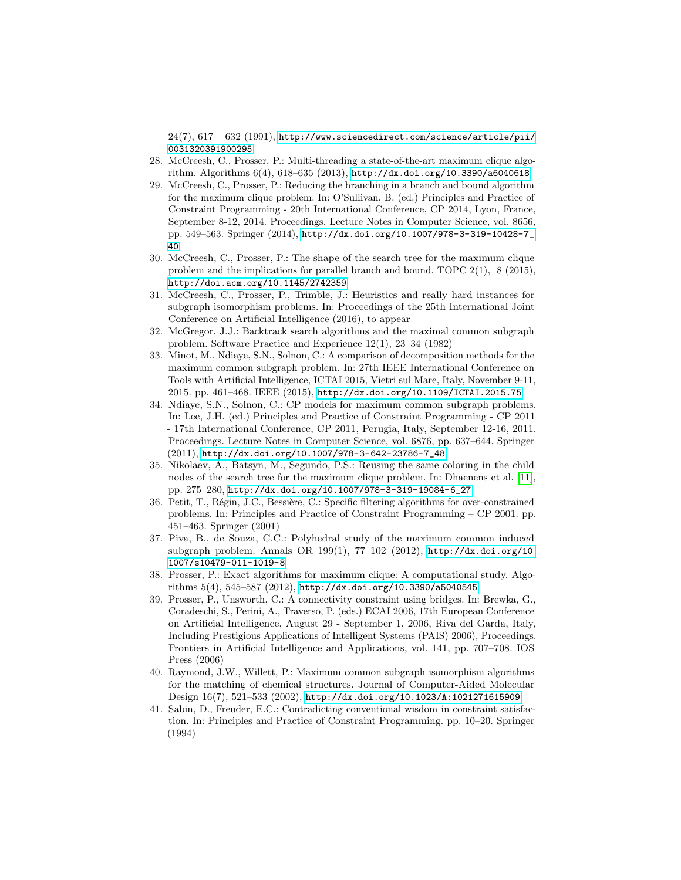24(7), 617 – 632 (1991), http://www.sciencedirect.com/science/article/pii/0031320391900295

28. McCreesh, C., Prosser, P.: Multi-threading a state-of-the-art maximum clique algorithm. Algorithms 6(4), 618–635 (2013), http://dx.doi.org/10.3390/a6040618
29. McCreesh, C., Prosser, P.: Reducing the branching in a branch and bound algorithm for the maximum clique problem. In: O'Sullivan, B. (ed.) Principles and Practice of Constraint Programming - 20th International Conference, CP 2014, Lyon, France, September 8-12, 2014. Proceedings. Lecture Notes in Computer Science, vol. 8656, pp. 549–563. Springer (2014), http://dx.doi.org/10.1007/978-3-319-10428-7_40
30. McCreesh, C., Prosser, P.: The shape of the search tree for the maximum clique problem and the implications for parallel branch and bound. TOPC 2(1), 8 (2015), http://doi.acm.org/10.1145/2742359
31. McCreesh, C., Prosser, P., Trimble, J.: Heuristics and really hard instances for subgraph isomorphism problems. In: Proceedings of the 25th International Joint Conference on Artificial Intelligence (2016), to appear
32. McGregor, J.J.: Backtrack search algorithms and the maximal common subgraph problem. Software Practice and Experience 12(1), 23–34 (1982)
33. Minot, M., Ndiaye, S.N., Solnon, C.: A comparison of decomposition methods for the maximum common subgraph problem. In: 27th IEEE International Conference on Tools with Artificial Intelligence, ICTAI 2015, Vietri sul Mare, Italy, November 9-11, 2015. pp. 461–468. IEEE (2015), http://dx.doi.org/10.1109/ICTAI.2015.75
34. Ndiaye, S.N., Solnon, C.: CP models for maximum common subgraph problems. In: Lee, J.H. (ed.) Principles and Practice of Constraint Programming - CP 2011 - 17th International Conference, CP 2011, Perugia, Italy, September 12-16, 2011. Proceedings. Lecture Notes in Computer Science, vol. 6876, pp. 637–644. Springer (2011), http://dx.doi.org/10.1007/978-3-642-23786-7_48
35. Nikolaev, A., Batsyn, M., Segundo, P.S.: Reusing the same coloring in the child nodes of the search tree for the maximum clique problem. In: Dhaenens et al. [11], pp. 275–280, http://dx.doi.org/10.1007/978-3-319-19084-6_27
36. Petit, T., Régin, J.C., Bessière, C.: Specific filtering algorithms for over-constrained problems. In: Principles and Practice of Constraint Programming – CP 2001. pp. 451–463. Springer (2001)
37. Piva, B., de Souza, C.C.: Polyhedral study of the maximum common induced subgraph problem. Annals OR 199(1), 77–102 (2012), http://dx.doi.org/10.1007/s10479-011-1019-8
38. Prosser, P.: Exact algorithms for maximum clique: A computational study. Algorithms 5(4), 545–587 (2012), http://dx.doi.org/10.3390/a5040545
39. Prosser, P., Unsworth, C.: A connectivity constraint using bridges. In: Brewka, G., Coradeschi, S., Perini, A., Traverso, P. (eds.) ECAI 2006, 17th European Conference on Artificial Intelligence, August 29 - September 1, 2006, Riva del Garda, Italy, Including Prestigious Applications of Intelligent Systems (PAIS) 2006), Proceedings. Frontiers in Artificial Intelligence and Applications, vol. 141, pp. 707–708. IOS Press (2006)
40. Raymond, J.W., Willett, P.: Maximum common subgraph isomorphism algorithms for the matching of chemical structures. Journal of Computer-Aided Molecular Design 16(7), 521–533 (2002), http://dx.doi.org/10.1023/A:1021271615909
41. Sabin, D., Freuder, E.C.: Contradicting conventional wisdom in constraint satisfaction. In: Principles and Practice of Constraint Programming. pp. 10–20. Springer (1994)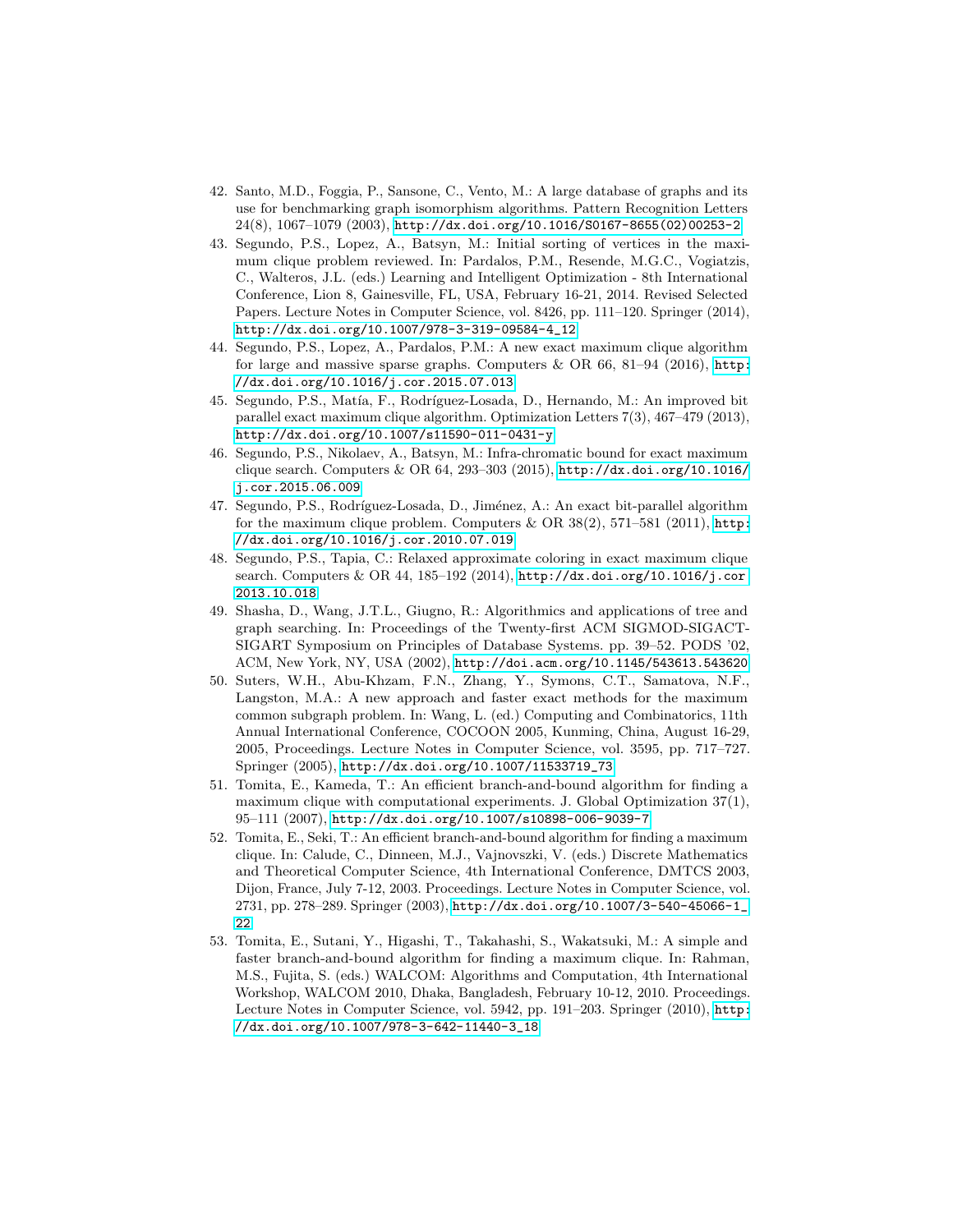42. Santo, M.D., Foggia, P., Sansone, C., Vento, M.: A large database of graphs and its use for benchmarking graph isomorphism algorithms. Pattern Recognition Letters 24(8), 1067–1079 (2003), http://dx.doi.org/10.1016/S0167-8655(02)00253-2
43. Segundo, P.S., Lopez, A., Batsyn, M.: Initial sorting of vertices in the maximum clique problem reviewed. In: Pardalos, P.M., Resende, M.G.C., Vogiatzis, C., Walteros, J.L. (eds.) Learning and Intelligent Optimization - 8th International Conference, Lion 8, Gainesville, FL, USA, February 16-21, 2014. Revised Selected Papers. Lecture Notes in Computer Science, vol. 8426, pp. 111–120. Springer (2014), http://dx.doi.org/10.1007/978-3-319-09584-4_12
44. Segundo, P.S., Lopez, A., Pardalos, P.M.: A new exact maximum clique algorithm for large and massive sparse graphs. Computers & OR 66, 81–94 (2016), http://dx.doi.org/10.1016/j.cor.2015.07.013
45. Segundo, P.S., Matía, F., Rodríguez-Losada, D., Hernando, M.: An improved bit parallel exact maximum clique algorithm. Optimization Letters 7(3), 467–479 (2013), http://dx.doi.org/10.1007/s11590-011-0431-y
46. Segundo, P.S., Nikolaev, A., Batsyn, M.: Infra-chromatic bound for exact maximum clique search. Computers & OR 64, 293–303 (2015), http://dx.doi.org/10.1016/j.cor.2015.06.009
47. Segundo, P.S., Rodríguez-Losada, D., Jiménez, A.: An exact bit-parallel algorithm for the maximum clique problem. Computers & OR 38(2), 571–581 (2011), http://dx.doi.org/10.1016/j.cor.2010.07.019
48. Segundo, P.S., Tapia, C.: Relaxed approximate coloring in exact maximum clique search. Computers & OR 44, 185–192 (2014), http://dx.doi.org/10.1016/j.cor.2013.10.018
49. Shasha, D., Wang, J.T.L., Giugno, R.: Algorithmics and applications of tree and graph searching. In: Proceedings of the Twenty-first ACM SIGMOD-SIGACT-SIGART Symposium on Principles of Database Systems. pp. 39–52. PODS '02, ACM, New York, NY, USA (2002), http://doi.acm.org/10.1145/543613.543620
50. Suters, W.H., Abu-Khzam, F.N., Zhang, Y., Symons, C.T., Samatova, N.F., Langston, M.A.: A new approach and faster exact methods for the maximum common subgraph problem. In: Wang, L. (ed.) Computing and Combinatorics, 11th Annual International Conference, COCOON 2005, Kunming, China, August 16-29, 2005, Proceedings. Lecture Notes in Computer Science, vol. 3595, pp. 717–727. Springer (2005), http://dx.doi.org/10.1007/11533719_73
51. Tomita, E., Kameda, T.: An efficient branch-and-bound algorithm for finding a maximum clique with computational experiments. J. Global Optimization 37(1), 95–111 (2007), http://dx.doi.org/10.1007/s10898-006-9039-7
52. Tomita, E., Seki, T.: An efficient branch-and-bound algorithm for finding a maximum clique. In: Calude, C., Dinneen, M.J., Vajnovszki, V. (eds.) Discrete Mathematics and Theoretical Computer Science, 4th International Conference, DMTCS 2003, Dijon, France, July 7-12, 2003. Proceedings. Lecture Notes in Computer Science, vol. 2731, pp. 278–289. Springer (2003), http://dx.doi.org/10.1007/3-540-45066-1_22
53. Tomita, E., Sutani, Y., Higashi, T., Takahashi, S., Wakatsuki, M.: A simple and faster branch-and-bound algorithm for finding a maximum clique. In: Rahman, M.S., Fujita, S. (eds.) WALCOM: Algorithms and Computation, 4th International Workshop, WALCOM 2010, Dhaka, Bangladesh, February 10-12, 2010. Proceedings. Lecture Notes in Computer Science, vol. 5942, pp. 191–203. Springer (2010), http://dx.doi.org/10.1007/978-3-642-11440-3_18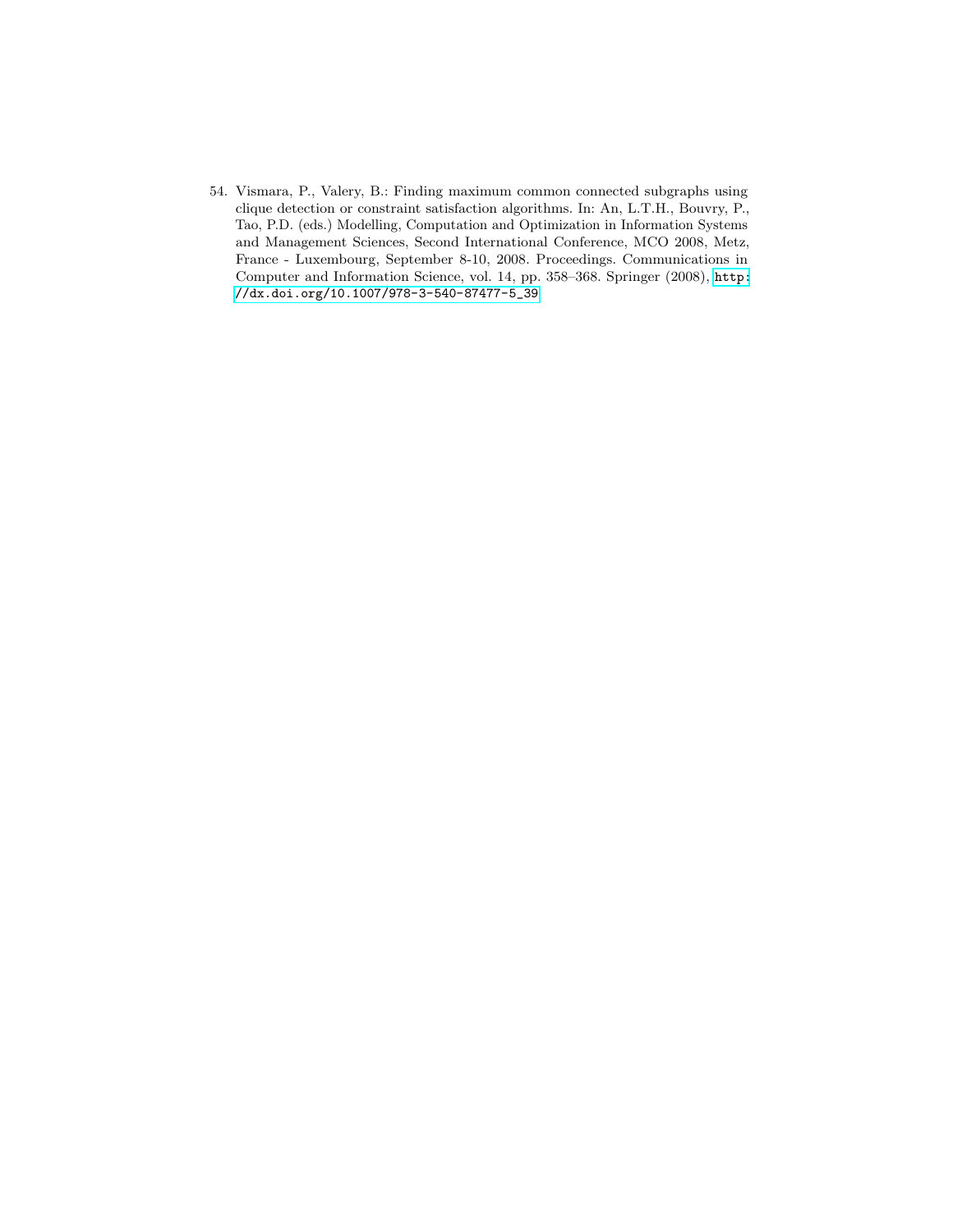54. Vismara, P., Valery, B.: Finding maximum common connected subgraphs using clique detection or constraint satisfaction algorithms. In: An, L.T.H., Bouvry, P., Tao, P.D. (eds.) Modelling, Computation and Optimization in Information Systems and Management Sciences, Second International Conference, MCO 2008, Metz, France - Luxembourg, September 8-10, 2008. Proceedings. Communications in Computer and Information Science, vol. 14, pp. 358–368. Springer (2008), http://dx.doi.org/10.1007/978-3-540-87477-5_39